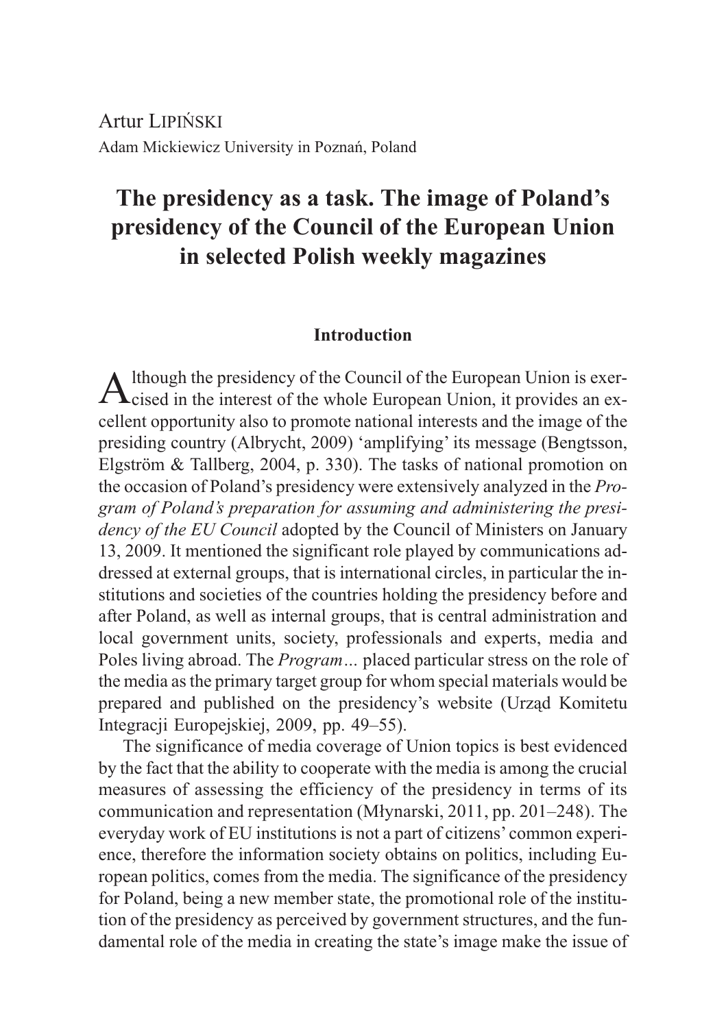Artur Lipiński

Adam Mickiewicz University in Poznań, Poland

# The presidency as a task. The image of Poland's presidency of the Council of the European Union in selected Polish weekly magazines

## Introduction

Although the presidency of the Council of the European Union is exercised in the interest of the whole European Union, it provides an excellent opportunity also to promote national interests and the image of the presiding country (Albrycht, 2009) 'amplifying' its message (Bengtsson, Elgström & Tallberg, 2004, p. 330). The tasks of national promotion on the occasion of Poland's presidency were extensively analyzed in the *Program of Poland's preparation for assuming and administering the presidency of the EU Council* adopted by the Council of Ministers on January 13, 2009. It mentioned the significant role played by communications addressed at external groups, that is international circles, in particular the institutions and societies of the countries holding the presidency before and after Poland, as well as internal groups, that is central administration and local government units, society, professionals and experts, media and Poles living abroad. The *Program…* placed particular stress on the role of the media as the primary target group for whom special materials would be prepared and published on the presidency's website (Urząd Komitetu Integracji Europejskiej, 2009, pp. 49–55).

The significance of media coverage of Union topics is best evidenced by the fact that the ability to cooperate with the media is among the crucial measures of assessing the efficiency of the presidency in terms of its communication and representation (Młynarski, 2011, pp. 201–248). The everyday work of EU institutions is not a part of citizens' common experience, therefore the information society obtains on politics, including European politics, comes from the media. The significance of the presidency for Poland, being a new member state, the promotional role of the institution of the presidency as perceived by government structures, and the fundamental role of the media in creating the state's image make the issue of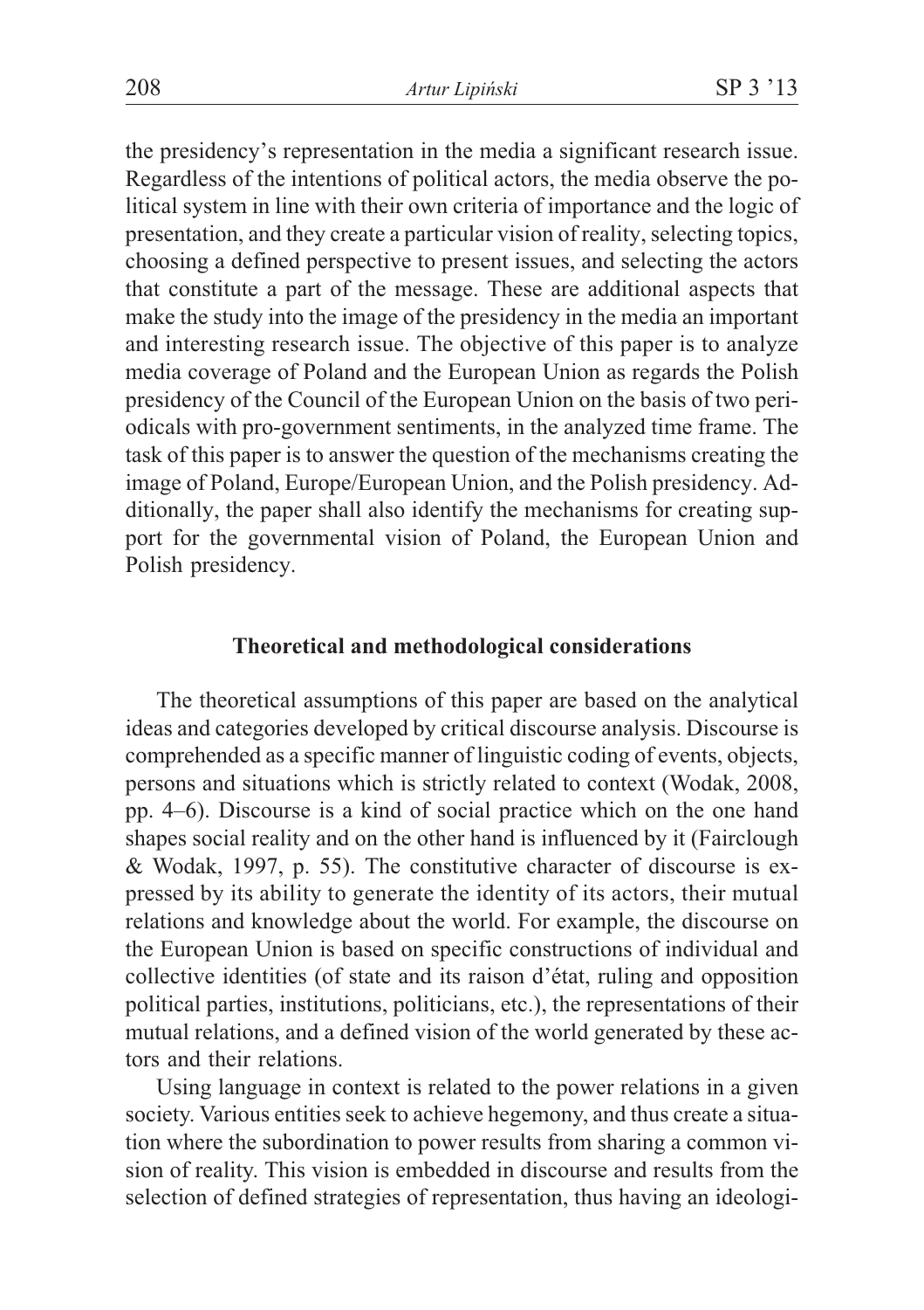the presidency's representation in the media a significant research issue. Regardless of the intentions of political actors, the media observe the political system in line with their own criteria of importance and the logic of presentation, and they create a particular vision of reality, selecting topics, choosing a defined perspective to present issues, and selecting the actors that constitute a part of the message. These are additional aspects that make the study into the image of the presidency in the media an important and interesting research issue. The objective of this paper is to analyze media coverage of Poland and the European Union as regards the Polish presidency of the Council of the European Union on the basis of two periodicals with pro-government sentiments, in the analyzed time frame. The task of this paper is to answer the question of the mechanisms creating the image of Poland, Europe/European Union, and the Polish presidency. Additionally, the paper shall also identify the mechanisms for creating support for the governmental vision of Poland, the European Union and Polish presidency.

## Theoretical and methodological considerations

The theoretical assumptions of this paper are based on the analytical ideas and categories developed by critical discourse analysis. Discourse is comprehended as a specific manner of linguistic coding of events, objects, persons and situations which is strictly related to context (Wodak, 2008, pp. 4–6). Discourse is a kind of social practice which on the one hand shapes social reality and on the other hand is influenced by it (Fairclough & Wodak, 1997, p. 55). The constitutive character of discourse is expressed by its ability to generate the identity of its actors, their mutual relations and knowledge about the world. For example, the discourse on the European Union is based on specific constructions of individual and collective identities (of state and its raison d'état, ruling and opposition political parties, institutions, politicians, etc.), the representations of their mutual relations, and a defined vision of the world generated by these actors and their relations.

Using language in context is related to the power relations in a given society. Various entities seek to achieve hegemony, and thus create a situation where the subordination to power results from sharing a common vision of reality. This vision is embedded in discourse and results from the selection of defined strategies of representation, thus having an ideologi-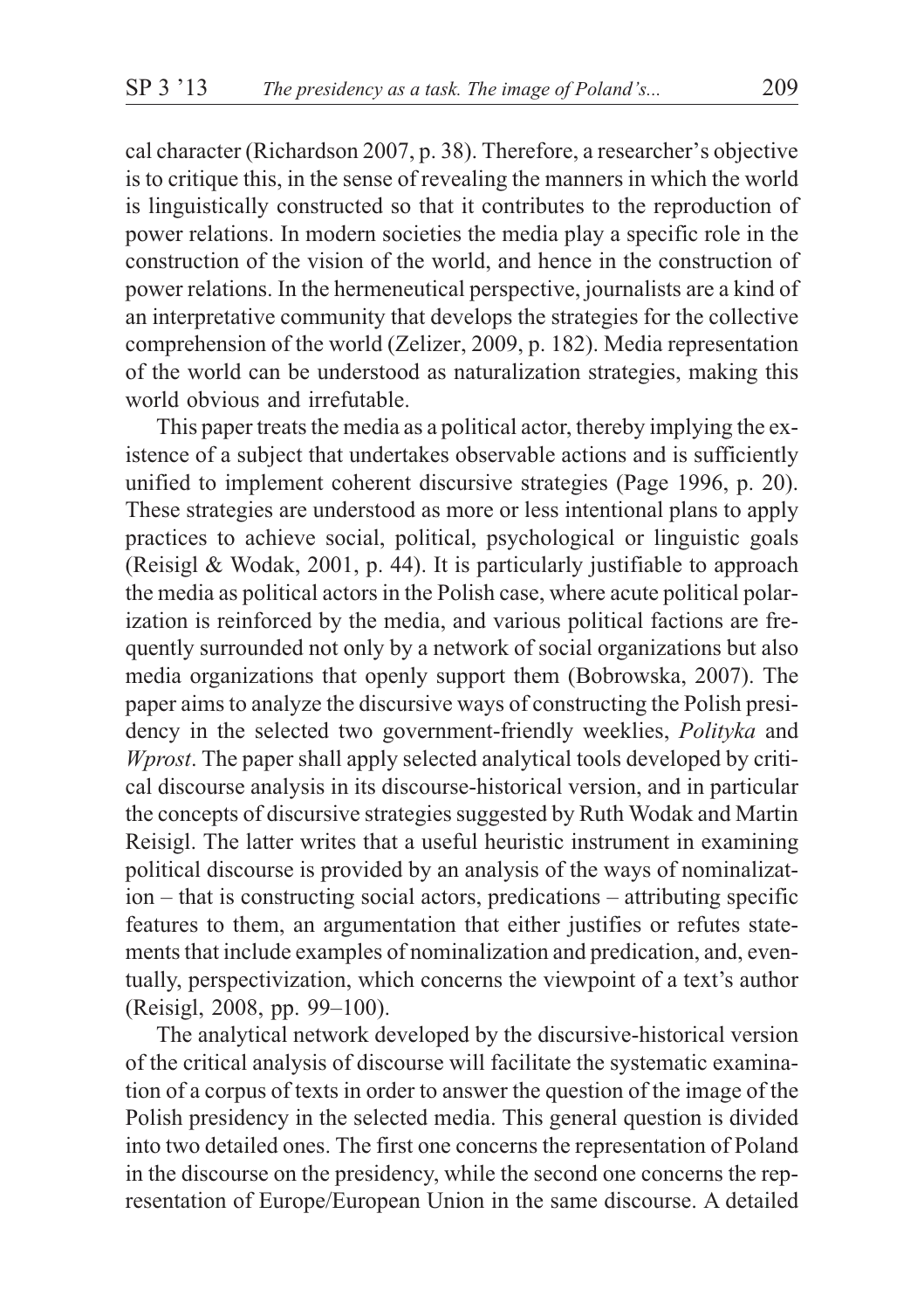cal character (Richardson 2007, p. 38). Therefore, a researcher's objective is to critique this, in the sense of revealing the manners in which the world is linguistically constructed so that it contributes to the reproduction of power relations. In modern societies the media play a specific role in the construction of the vision of the world, and hence in the construction of power relations. In the hermeneutical perspective, journalists are a kind of an interpretative community that develops the strategies for the collective comprehension of the world (Zelizer, 2009, p. 182). Media representation of the world can be understood as naturalization strategies, making this world obvious and irrefutable.

This paper treats the media as a political actor, thereby implying the existence of a subject that undertakes observable actions and is sufficiently unified to implement coherent discursive strategies (Page 1996, p. 20). These strategies are understood as more or less intentional plans to apply practices to achieve social, political, psychological or linguistic goals (Reisigl & Wodak, 2001, p. 44). It is particularly justifiable to approach the media as political actors in the Polish case, where acute political polarization is reinforced by the media, and various political factions are frequently surrounded not only by a network of social organizations but also media organizations that openly support them (Bobrowska, 2007). The paper aims to analyze the discursive ways of constructing the Polish presidency in the selected two government-friendly weeklies, *Polityka* and *Wprost*. The paper shall apply selected analytical tools developed by critical discourse analysis in its discourse-historical version, and in particular the concepts of discursive strategies suggested by Ruth Wodak and Martin Reisigl. The latter writes that a useful heuristic instrument in examining political discourse is provided by an analysis of the ways of nominalization – that is constructing social actors, predications – attributing specific features to them, an argumentation that either justifies or refutes statements that include examples of nominalization and predication, and, eventually, perspectivization, which concerns the viewpoint of a text's author (Reisigl, 2008, pp. 99–100).

The analytical network developed by the discursive-historical version of the critical analysis of discourse will facilitate the systematic examination of a corpus of texts in order to answer the question of the image of the Polish presidency in the selected media. This general question is divided into two detailed ones. The first one concerns the representation of Poland in the discourse on the presidency, while the second one concerns the representation of Europe/European Union in the same discourse. A detailed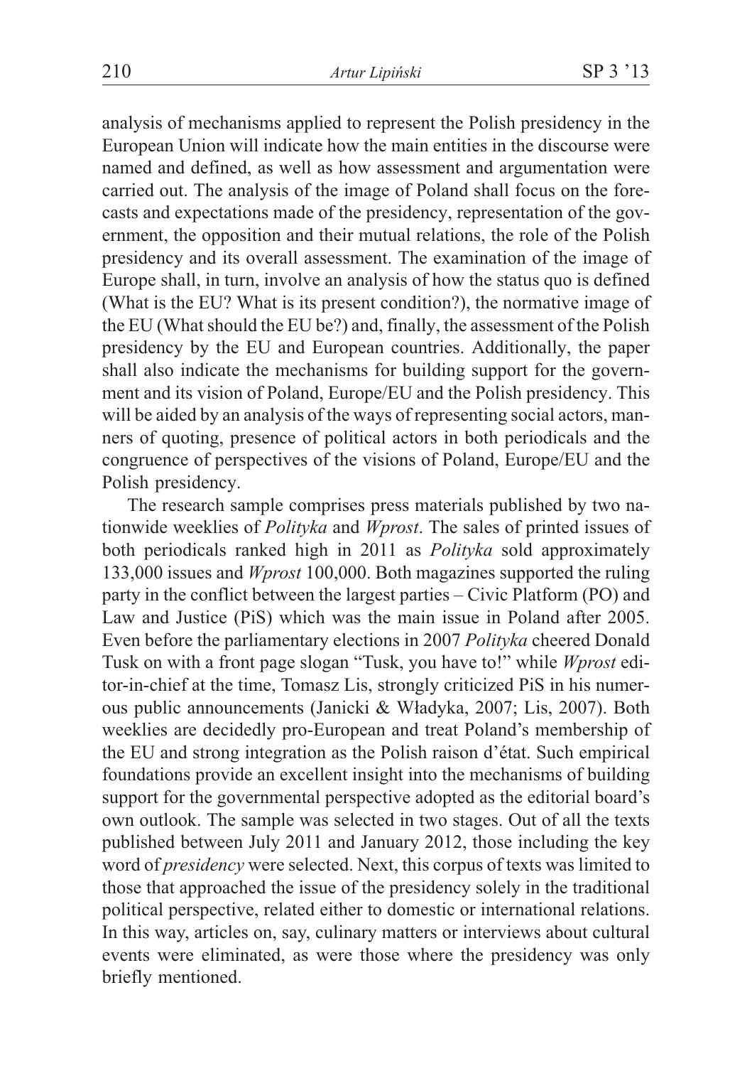analysis of mechanisms applied to represent the Polish presidency in the European Union will indicate how the main entities in the discourse were named and defined, as well as how assessment and argumentation were carried out. The analysis of the image of Poland shall focus on the forecasts and expectations made of the presidency, representation of the government, the opposition and their mutual relations, the role of the Polish presidency and its overall assessment. The examination of the image of Europe shall, in turn, involve an analysis of how the status quo is defined (What is the EU? What is its present condition?), the normative image of the EU (What should the EU be?) and, finally, the assessment of the Polish presidency by the EU and European countries. Additionally, the paper shall also indicate the mechanisms for building support for the government and its vision of Poland, Europe/EU and the Polish presidency. This will be aided by an analysis of the ways of representing social actors, manners of quoting, presence of political actors in both periodicals and the congruence of perspectives of the visions of Poland, Europe/EU and the Polish presidency.

The research sample comprises press materials published by two nationwide weeklies of *Polityka* and *Wprost*. The sales of printed issues of both periodicals ranked high in 2011 as *Polityka* sold approximately 133,000 issues and *Wprost* 100,000. Both magazines supported the ruling party in the conflict between the largest parties – Civic Platform (PO) and Law and Justice (PiS) which was the main issue in Poland after 2005. Even before the parliamentary elections in 2007 *Polityka* cheered Donald Tusk on with a front page slogan "Tusk, you have to!" while *Wprost* editor-in-chief at the time, Tomasz Lis, strongly criticized PiS in his numerous public announcements (Janicki & Władyka, 2007; Lis, 2007). Both weeklies are decidedly pro-European and treat Poland's membership of the EU and strong integration as the Polish raison d'état. Such empirical foundations provide an excellent insight into the mechanisms of building support for the governmental perspective adopted as the editorial board's own outlook. The sample was selected in two stages. Out of all the texts published between July 2011 and January 2012, those including the key word of *presidency* were selected. Next, this corpus of texts was limited to those that approached the issue of the presidency solely in the traditional political perspective, related either to domestic or international relations. In this way, articles on, say, culinary matters or interviews about cultural events were eliminated, as were those where the presidency was only briefly mentioned.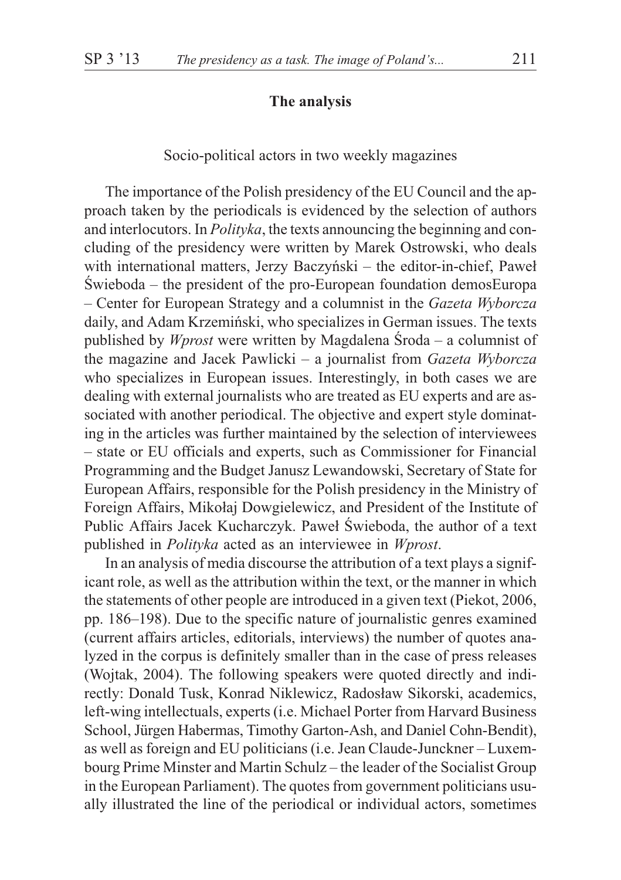## The analysis

### Socio-political actors in two weekly magazines

The importance of the Polish presidency of the EU Council and the approach taken by the periodicals is evidenced by the selection of authors and interlocutors. In *Polityka*, the texts announcing the beginning and concluding of the presidency were written by Marek Ostrowski, who deals with international matters, Jerzy Baczyński – the editor-in-chief, Paweł Świeboda – the president of the pro-European foundation demosEuropa – Center for European Strategy and a columnist in the *Gazeta Wyborcza* daily, and Adam Krzemiński, who specializes in German issues. The texts published by *Wprost* were written by Magdalena Środa – a columnist of the magazine and Jacek Pawlicki – a journalist from *Gazeta Wyborcza* who specializes in European issues. Interestingly, in both cases we are dealing with external journalists who are treated as EU experts and are associated with another periodical. The objective and expert style dominating in the articles was further maintained by the selection of interviewees – state or EU officials and experts, such as Commissioner for Financial Programming and the Budget Janusz Lewandowski, Secretary of State for European Affairs, responsible for the Polish presidency in the Ministry of Foreign Affairs, Mikołaj Dowgielewicz, and President of the Institute of Public Affairs Jacek Kucharczyk. Paweł Świeboda, the author of a text published in *Polityka* acted as an interviewee in *Wprost*.

In an analysis of media discourse the attribution of a text plays a significant role, as well as the attribution within the text, or the manner in which the statements of other people are introduced in a given text (Piekot, 2006, pp. 186–198). Due to the specific nature of journalistic genres examined (current affairs articles, editorials, interviews) the number of quotes analyzed in the corpus is definitely smaller than in the case of press releases (Wojtak, 2004). The following speakers were quoted directly and indirectly: Donald Tusk, Konrad Niklewicz, Radosław Sikorski, academics, left-wing intellectuals, experts (i.e. Michael Porter from Harvard Business School, Jürgen Habermas, Timothy Garton-Ash, and Daniel Cohn-Bendit), as well as foreign and EU politicians (i.e. Jean Claude-Junckner – Luxembourg Prime Minster and Martin Schulz – the leader of the Socialist Group in the European Parliament). The quotes from government politicians usually illustrated the line of the periodical or individual actors, sometimes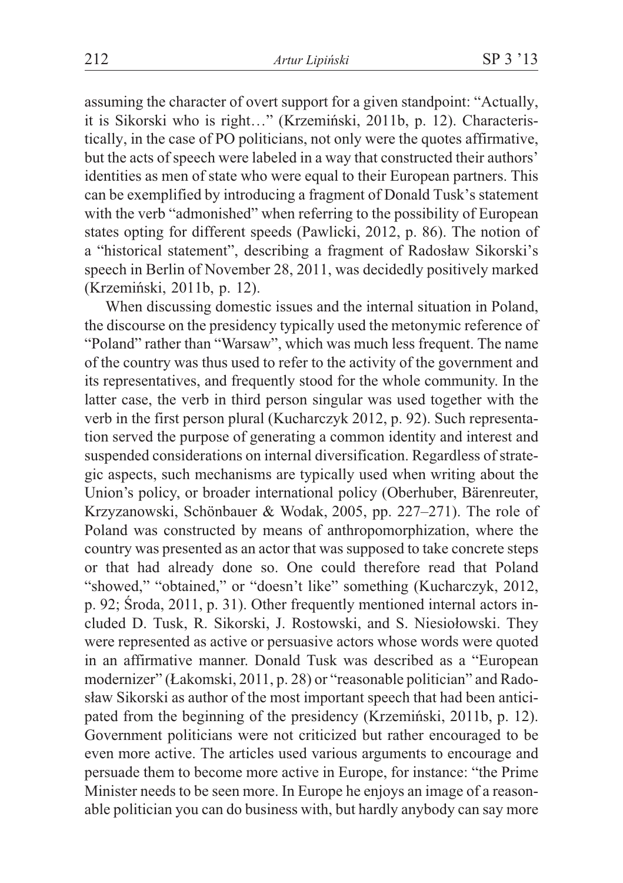assuming the character of overt support for a given standpoint: "Actually, it is Sikorski who is right…" (Krzemiński, 2011b, p. 12). Characteristically, in the case of PO politicians, not only were the quotes affirmative, but the acts of speech were labeled in a way that constructed their authors' identities as men of state who were equal to their European partners. This can be exemplified by introducing a fragment of Donald Tusk's statement with the verb "admonished" when referring to the possibility of European states opting for different speeds (Pawlicki, 2012, p. 86). The notion of a "historical statement", describing a fragment of Radosław Sikorski's speech in Berlin of November 28, 2011, was decidedly positively marked (Krzemiński, 2011b, p. 12).

When discussing domestic issues and the internal situation in Poland, the discourse on the presidency typically used the metonymic reference of "Poland" rather than "Warsaw", which was much less frequent. The name of the country was thus used to refer to the activity of the government and its representatives, and frequently stood for the whole community. In the latter case, the verb in third person singular was used together with the verb in the first person plural (Kucharczyk 2012, p. 92). Such representation served the purpose of generating a common identity and interest and suspended considerations on internal diversification. Regardless of strategic aspects, such mechanisms are typically used when writing about the Union's policy, or broader international policy (Oberhuber, Bärenreuter, Krzyzanowski, Schönbauer & Wodak, 2005, pp. 227–271). The role of Poland was constructed by means of anthropomorphization, where the country was presented as an actor that was supposed to take concrete steps or that had already done so. One could therefore read that Poland "showed," "obtained," or "doesn't like" something (Kucharczyk, 2012, p. 92; Środa, 2011, p. 31). Other frequently mentioned internal actors included D. Tusk, R. Sikorski, J. Rostowski, and S. Niesiołowski. They were represented as active or persuasive actors whose words were quoted in an affirmative manner. Donald Tusk was described as a "European modernizer" (Łakomski, 2011, p. 28) or "reasonable politician" and Radosław Sikorski as author of the most important speech that had been anticipated from the beginning of the presidency (Krzemiński, 2011b, p. 12). Government politicians were not criticized but rather encouraged to be even more active. The articles used various arguments to encourage and persuade them to become more active in Europe, for instance: "the Prime Minister needs to be seen more. In Europe he enjoys an image of a reasonable politician you can do business with, but hardly anybody can say more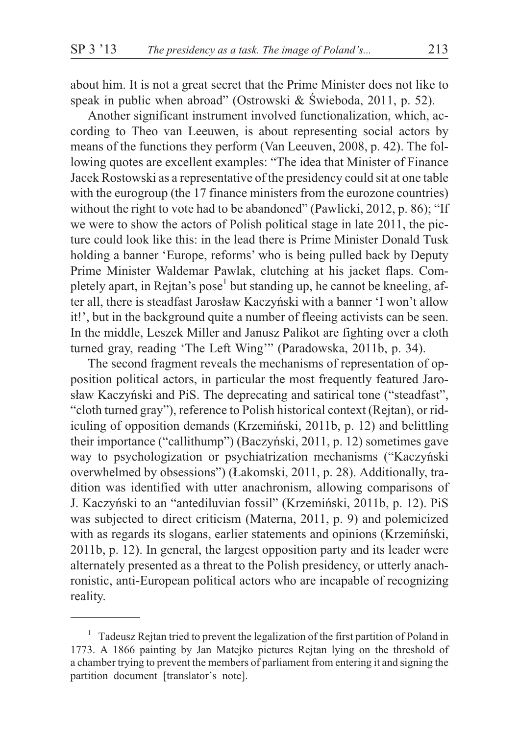about him. It is not a great secret that the Prime Minister does not like to speak in public when abroad" (Ostrowski & Świeboda, 2011, p. 52).

Another significant instrument involved functionalization, which, according to Theo van Leeuwen, is about representing social actors by means of the functions they perform (Van Leeuwen, 2008, p. 42). The following quotes are excellent examples: "The idea that Minister of Finance Jacek Rostowski as a representative of the presidency could sit at one table with the eurogroup (the 17 finance ministers from the eurozone countries) without the right to vote had to be abandoned" (Pawlicki, 2012, p. 86); "If we were to show the actors of Polish political stage in late 2011, the picture could look like this: in the lead there is Prime Minister Donald Tusk holding a banner 'Europe, reforms' who is being pulled back by Deputy Prime Minister Waldemar Pawlak, clutching at his jacket flaps. Completely apart, in Rejtan's pose[1] but standing up, he cannot be kneeling, after all, there is steadfast Jarosław Kaczyński with a banner 'I won't allow it!', but in the background quite a number of fleeing activists can be seen. In the middle, Leszek Miller and Janusz Palikot are fighting over a cloth turned gray, reading 'The Left Wing'" (Paradowska, 2011b, p. 34).

The second fragment reveals the mechanisms of representation of opposition political actors, in particular the most frequently featured Jarosław Kaczyński and PiS. The deprecating and satirical tone ("steadfast", "cloth turned gray"), reference to Polish historical context (Rejtan), or ridiculing of opposition demands (Krzemiński, 2011b, p. 12) and belittling their importance ("callithump") (Baczyński, 2011, p. 12) sometimes gave way to psychologization or psychiatrization mechanisms ("Kaczyński overwhelmed by obsessions") (Łakomski, 2011, p. 28). Additionally, tradition was identified with utter anachronism, allowing comparisons of J. Kaczyński to an "antediluvian fossil" (Krzemiński, 2011b, p. 12). PiS was subjected to direct criticism (Materna, 2011, p. 9) and polemicized with as regards its slogans, earlier statements and opinions (Krzemiński, 2011b, p. 12). In general, the largest opposition party and its leader were alternately presented as a threat to the Polish presidency, or utterly anachronistic, anti-European political actors who are incapable of recognizing reality.

---

[1] Tadeusz Rejtan tried to prevent the legalization of the first partition of Poland in 1773. A 1866 painting by Jan Matejko pictures Rejtan lying on the threshold of a chamber trying to prevent the members of parliament from entering it and signing the partition document [translator's note].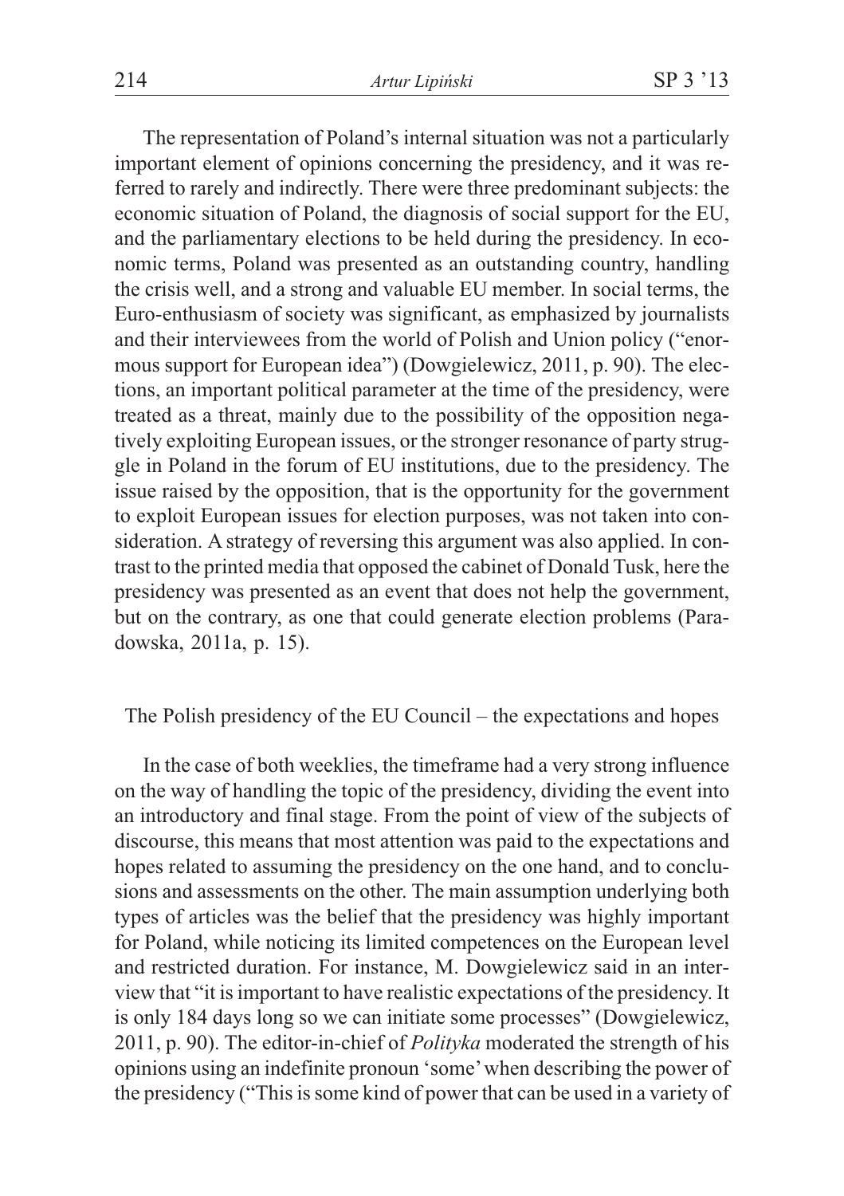The representation of Poland's internal situation was not a particularly important element of opinions concerning the presidency, and it was referred to rarely and indirectly. There were three predominant subjects: the economic situation of Poland, the diagnosis of social support for the EU, and the parliamentary elections to be held during the presidency. In economic terms, Poland was presented as an outstanding country, handling the crisis well, and a strong and valuable EU member. In social terms, the Euro-enthusiasm of society was significant, as emphasized by journalists and their interviewees from the world of Polish and Union policy ("enormous support for European idea") (Dowgielewicz, 2011, p. 90). The elections, an important political parameter at the time of the presidency, were treated as a threat, mainly due to the possibility of the opposition negatively exploiting European issues, or the stronger resonance of party struggle in Poland in the forum of EU institutions, due to the presidency. The issue raised by the opposition, that is the opportunity for the government to exploit European issues for election purposes, was not taken into consideration. A strategy of reversing this argument was also applied. In contrast to the printed media that opposed the cabinet of Donald Tusk, here the presidency was presented as an event that does not help the government, but on the contrary, as one that could generate election problems (Paradowska, 2011a, p. 15).

## The Polish presidency of the EU Council – the expectations and hopes

In the case of both weeklies, the timeframe had a very strong influence on the way of handling the topic of the presidency, dividing the event into an introductory and final stage. From the point of view of the subjects of discourse, this means that most attention was paid to the expectations and hopes related to assuming the presidency on the one hand, and to conclusions and assessments on the other. The main assumption underlying both types of articles was the belief that the presidency was highly important for Poland, while noticing its limited competences on the European level and restricted duration. For instance, M. Dowgielewicz said in an interview that "it is important to have realistic expectations of the presidency. It is only 184 days long so we can initiate some processes" (Dowgielewicz, 2011, p. 90). The editor-in-chief of *Polityka* moderated the strength of his opinions using an indefinite pronoun 'some' when describing the power of the presidency ("This is some kind of power that can be used in a variety of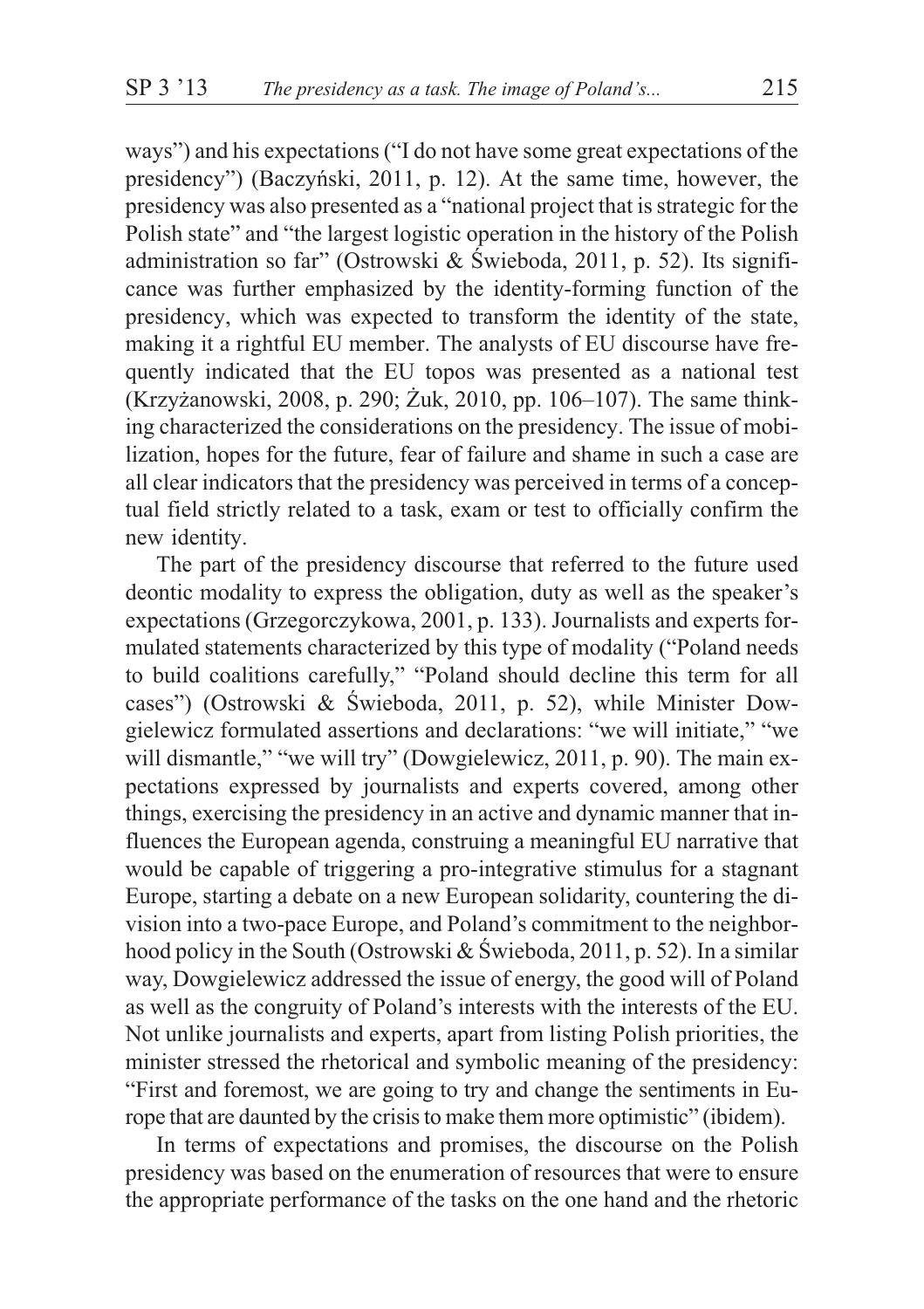ways") and his expectations ("I do not have some great expectations of the presidency") (Baczyński, 2011, p. 12). At the same time, however, the presidency was also presented as a "national project that is strategic for the Polish state" and "the largest logistic operation in the history of the Polish administration so far" (Ostrowski & Świeboda, 2011, p. 52). Its significance was further emphasized by the identity-forming function of the presidency, which was expected to transform the identity of the state, making it a rightful EU member. The analysts of EU discourse have frequently indicated that the EU topos was presented as a national test (Krzyżanowski, 2008, p. 290; Żuk, 2010, pp. 106–107). The same thinking characterized the considerations on the presidency. The issue of mobilization, hopes for the future, fear of failure and shame in such a case are all clear indicators that the presidency was perceived in terms of a conceptual field strictly related to a task, exam or test to officially confirm the new identity.

The part of the presidency discourse that referred to the future used deontic modality to express the obligation, duty as well as the speaker's expectations (Grzegorczykowa, 2001, p. 133). Journalists and experts formulated statements characterized by this type of modality ("Poland needs to build coalitions carefully," "Poland should decline this term for all cases") (Ostrowski & Świeboda, 2011, p. 52), while Minister Dowgielewicz formulated assertions and declarations: "we will initiate," "we will dismantle," "we will try" (Dowgielewicz, 2011, p. 90). The main expectations expressed by journalists and experts covered, among other things, exercising the presidency in an active and dynamic manner that influences the European agenda, construing a meaningful EU narrative that would be capable of triggering a pro-integrative stimulus for a stagnant Europe, starting a debate on a new European solidarity, countering the division into a two-pace Europe, and Poland's commitment to the neighborhood policy in the South (Ostrowski & Świeboda, 2011, p. 52). In a similar way, Dowgielewicz addressed the issue of energy, the good will of Poland as well as the congruity of Poland's interests with the interests of the EU. Not unlike journalists and experts, apart from listing Polish priorities, the minister stressed the rhetorical and symbolic meaning of the presidency: "First and foremost, we are going to try and change the sentiments in Europe that are daunted by the crisis to make them more optimistic" (ibidem).

In terms of expectations and promises, the discourse on the Polish presidency was based on the enumeration of resources that were to ensure the appropriate performance of the tasks on the one hand and the rhetoric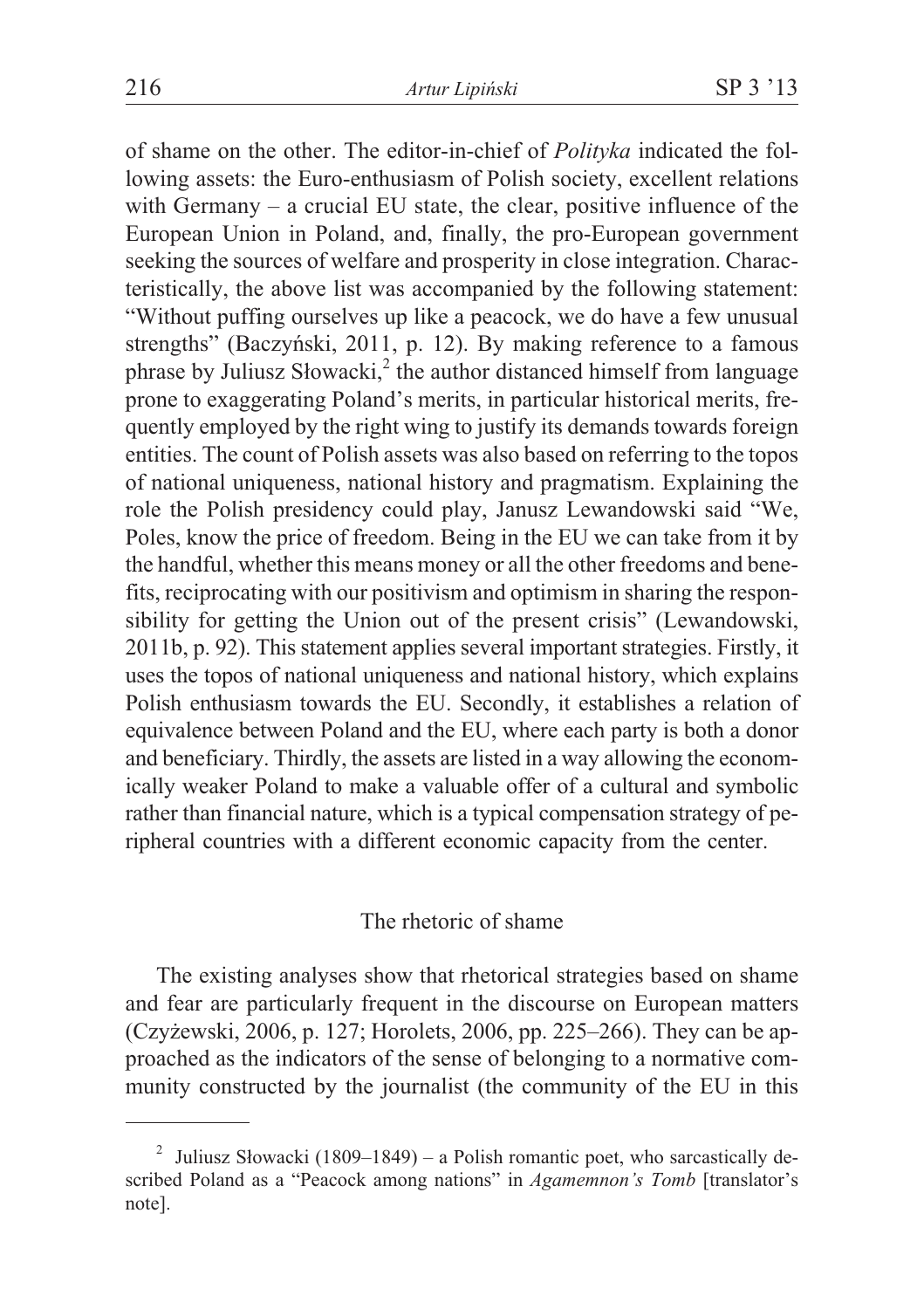of shame on the other. The editor-in-chief of *Polityka* indicated the following assets: the Euro-enthusiasm of Polish society, excellent relations with Germany – a crucial EU state, the clear, positive influence of the European Union in Poland, and, finally, the pro-European government seeking the sources of welfare and prosperity in close integration. Characteristically, the above list was accompanied by the following statement: "Without puffing ourselves up like a peacock, we do have a few unusual strengths" (Baczyński, 2011, p. 12). By making reference to a famous phrase by Juliusz Słowacki,[2] the author distanced himself from language prone to exaggerating Poland's merits, in particular historical merits, frequently employed by the right wing to justify its demands towards foreign entities. The count of Polish assets was also based on referring to the topos of national uniqueness, national history and pragmatism. Explaining the role the Polish presidency could play, Janusz Lewandowski said "We, Poles, know the price of freedom. Being in the EU we can take from it by the handful, whether this means money or all the other freedoms and benefits, reciprocating with our positivism and optimism in sharing the responsibility for getting the Union out of the present crisis" (Lewandowski, 2011b, p. 92). This statement applies several important strategies. Firstly, it uses the topos of national uniqueness and national history, which explains Polish enthusiasm towards the EU. Secondly, it establishes a relation of equivalence between Poland and the EU, where each party is both a donor and beneficiary. Thirdly, the assets are listed in a way allowing the economically weaker Poland to make a valuable offer of a cultural and symbolic rather than financial nature, which is a typical compensation strategy of peripheral countries with a different economic capacity from the center.

## The rhetoric of shame

The existing analyses show that rhetorical strategies based on shame and fear are particularly frequent in the discourse on European matters (Czyżewski, 2006, p. 127; Horolets, 2006, pp. 225–266). They can be approached as the indicators of the sense of belonging to a normative community constructed by the journalist (the community of the EU in this

---

[2] Juliusz Słowacki (1809–1849) – a Polish romantic poet, who sarcastically described Poland as a "Peacock among nations" in *Agamemnon's Tomb* [translator's note].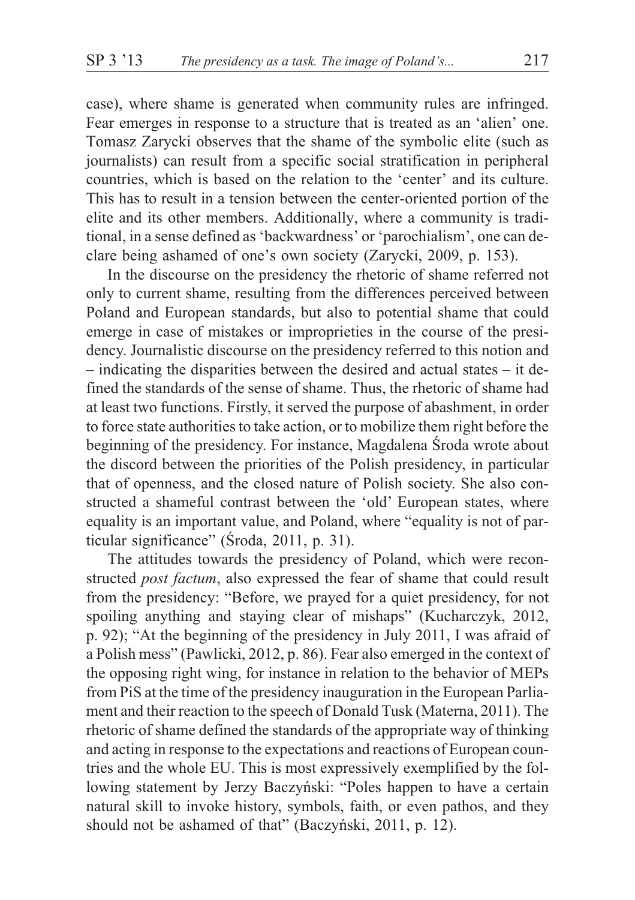case), where shame is generated when community rules are infringed. Fear emerges in response to a structure that is treated as an 'alien' one. Tomasz Zarycki observes that the shame of the symbolic elite (such as journalists) can result from a specific social stratification in peripheral countries, which is based on the relation to the 'center' and its culture. This has to result in a tension between the center-oriented portion of the elite and its other members. Additionally, where a community is traditional, in a sense defined as 'backwardness' or 'parochialism', one can declare being ashamed of one's own society (Zarycki, 2009, p. 153).

In the discourse on the presidency the rhetoric of shame referred not only to current shame, resulting from the differences perceived between Poland and European standards, but also to potential shame that could emerge in case of mistakes or improprieties in the course of the presidency. Journalistic discourse on the presidency referred to this notion and – indicating the disparities between the desired and actual states – it defined the standards of the sense of shame. Thus, the rhetoric of shame had at least two functions. Firstly, it served the purpose of abashment, in order to force state authorities to take action, or to mobilize them right before the beginning of the presidency. For instance, Magdalena Środa wrote about the discord between the priorities of the Polish presidency, in particular that of openness, and the closed nature of Polish society. She also constructed a shameful contrast between the 'old' European states, where equality is an important value, and Poland, where "equality is not of particular significance" (Środa, 2011, p. 31).

The attitudes towards the presidency of Poland, which were reconstructed *post factum*, also expressed the fear of shame that could result from the presidency: "Before, we prayed for a quiet presidency, for not spoiling anything and staying clear of mishaps" (Kucharczyk, 2012, p. 92); "At the beginning of the presidency in July 2011, I was afraid of a Polish mess" (Pawlicki, 2012, p. 86). Fear also emerged in the context of the opposing right wing, for instance in relation to the behavior of MEPs from PiS at the time of the presidency inauguration in the European Parliament and their reaction to the speech of Donald Tusk (Materna, 2011). The rhetoric of shame defined the standards of the appropriate way of thinking and acting in response to the expectations and reactions of European countries and the whole EU. This is most expressively exemplified by the following statement by Jerzy Baczyński: "Poles happen to have a certain natural skill to invoke history, symbols, faith, or even pathos, and they should not be ashamed of that" (Baczyński, 2011, p. 12).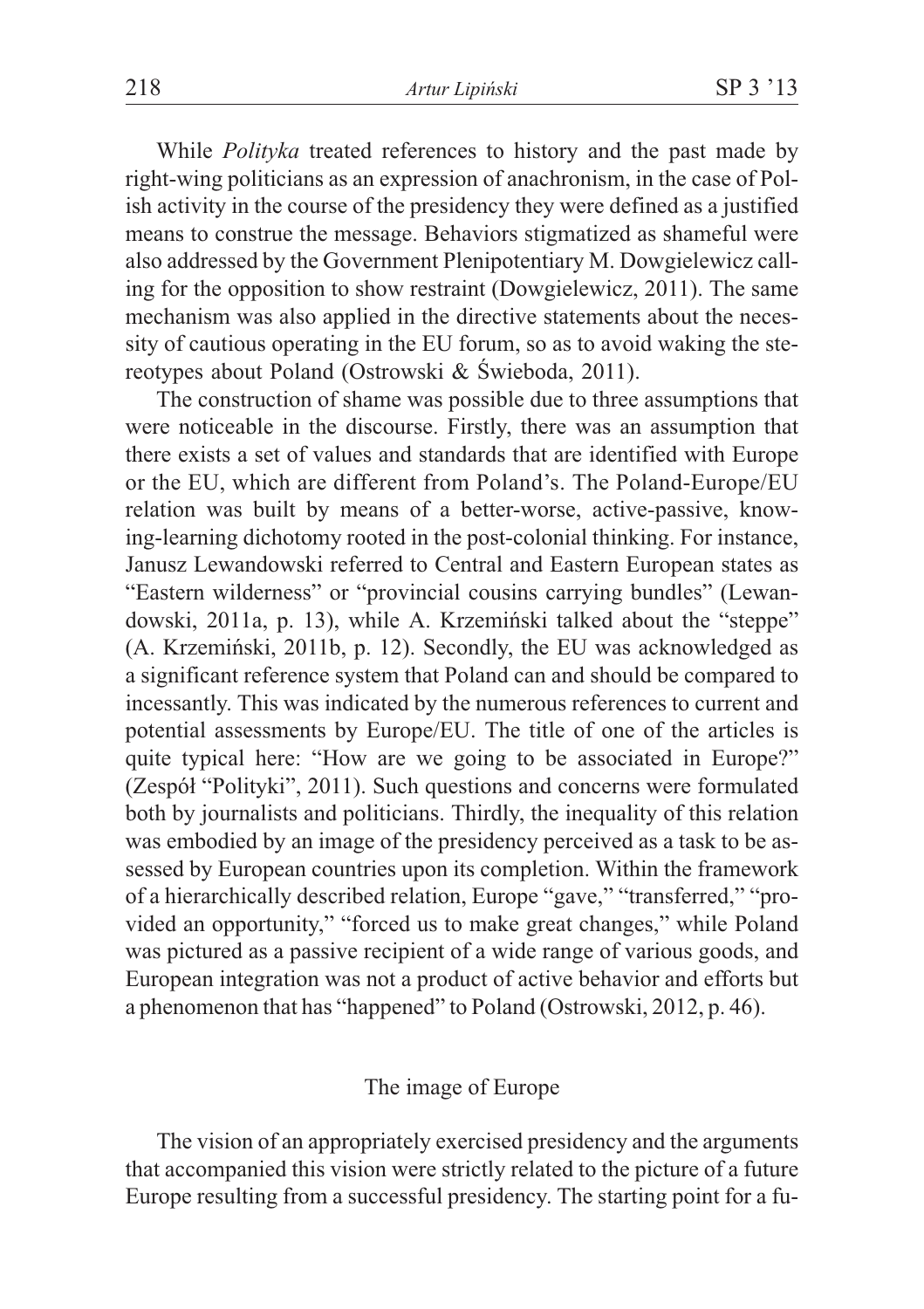While *Polityka* treated references to history and the past made by right-wing politicians as an expression of anachronism, in the case of Polish activity in the course of the presidency they were defined as a justified means to construe the message. Behaviors stigmatized as shameful were also addressed by the Government Plenipotentiary M. Dowgielewicz calling for the opposition to show restraint (Dowgielewicz, 2011). The same mechanism was also applied in the directive statements about the necessity of cautious operating in the EU forum, so as to avoid waking the stereotypes about Poland (Ostrowski & Świeboda, 2011).

The construction of shame was possible due to three assumptions that were noticeable in the discourse. Firstly, there was an assumption that there exists a set of values and standards that are identified with Europe or the EU, which are different from Poland's. The Poland-Europe/EU relation was built by means of a better-worse, active-passive, knowing-learning dichotomy rooted in the post-colonial thinking. For instance, Janusz Lewandowski referred to Central and Eastern European states as "Eastern wilderness" or "provincial cousins carrying bundles" (Lewandowski, 2011a, p. 13), while A. Krzemiński talked about the "steppe" (A. Krzemiński, 2011b, p. 12). Secondly, the EU was acknowledged as a significant reference system that Poland can and should be compared to incessantly. This was indicated by the numerous references to current and potential assessments by Europe/EU. The title of one of the articles is quite typical here: "How are we going to be associated in Europe?" (Zespół "Polityki", 2011). Such questions and concerns were formulated both by journalists and politicians. Thirdly, the inequality of this relation was embodied by an image of the presidency perceived as a task to be assessed by European countries upon its completion. Within the framework of a hierarchically described relation, Europe "gave," "transferred," "provided an opportunity," "forced us to make great changes," while Poland was pictured as a passive recipient of a wide range of various goods, and European integration was not a product of active behavior and efforts but a phenomenon that has "happened" to Poland (Ostrowski, 2012, p. 46).

## The image of Europe

The vision of an appropriately exercised presidency and the arguments that accompanied this vision were strictly related to the picture of a future Europe resulting from a successful presidency. The starting point for a fu-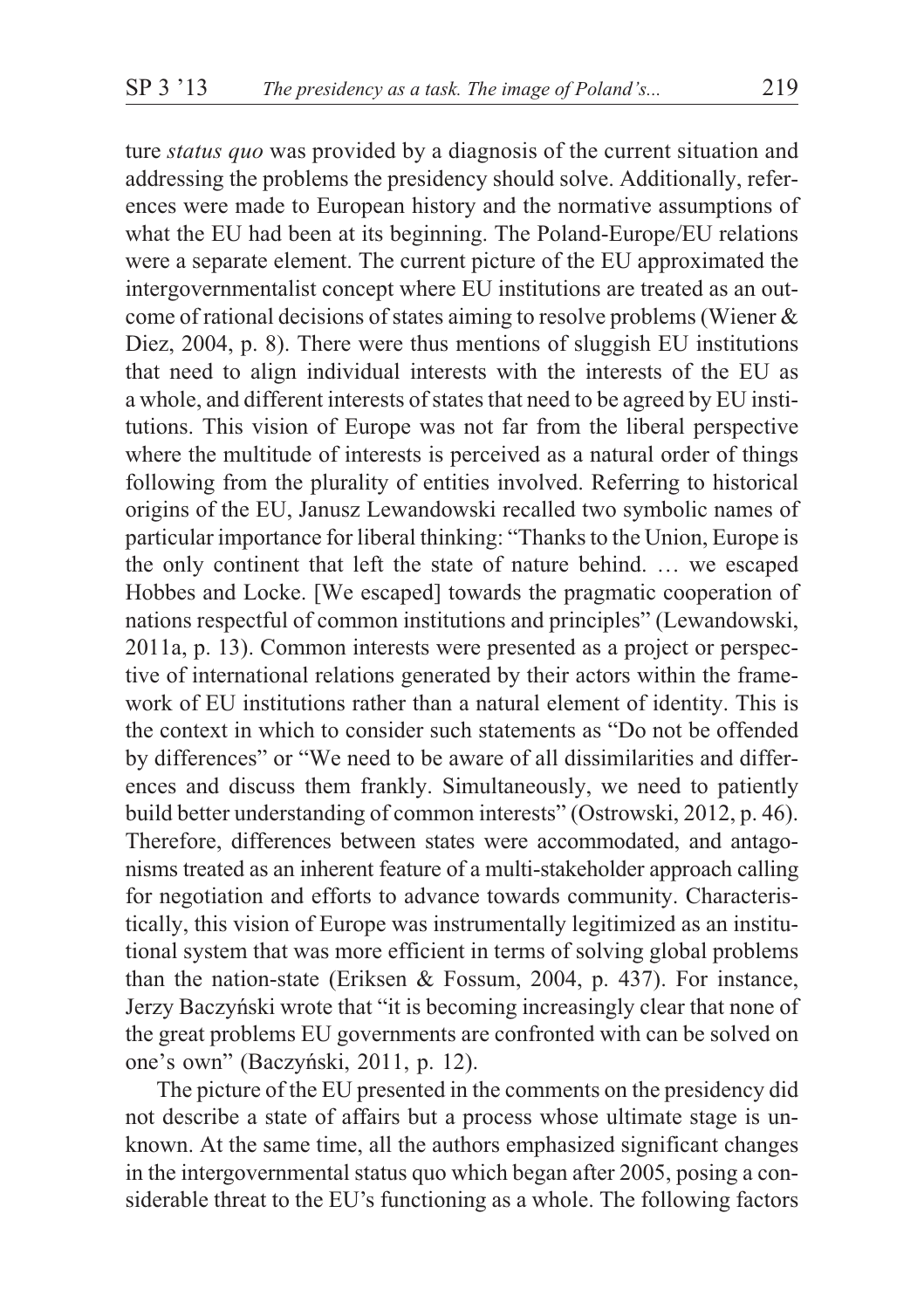ture *status quo* was provided by a diagnosis of the current situation and addressing the problems the presidency should solve. Additionally, references were made to European history and the normative assumptions of what the EU had been at its beginning. The Poland-Europe/EU relations were a separate element. The current picture of the EU approximated the intergovernmentalist concept where EU institutions are treated as an outcome of rational decisions of states aiming to resolve problems (Wiener & Diez, 2004, p. 8). There were thus mentions of sluggish EU institutions that need to align individual interests with the interests of the EU as a whole, and different interests of states that need to be agreed by EU institutions. This vision of Europe was not far from the liberal perspective where the multitude of interests is perceived as a natural order of things following from the plurality of entities involved. Referring to historical origins of the EU, Janusz Lewandowski recalled two symbolic names of particular importance for liberal thinking: "Thanks to the Union, Europe is the only continent that left the state of nature behind. … we escaped Hobbes and Locke. [We escaped] towards the pragmatic cooperation of nations respectful of common institutions and principles" (Lewandowski, 2011a, p. 13). Common interests were presented as a project or perspective of international relations generated by their actors within the framework of EU institutions rather than a natural element of identity. This is the context in which to consider such statements as "Do not be offended by differences" or "We need to be aware of all dissimilarities and differences and discuss them frankly. Simultaneously, we need to patiently build better understanding of common interests" (Ostrowski, 2012, p. 46). Therefore, differences between states were accommodated, and antagonisms treated as an inherent feature of a multi-stakeholder approach calling for negotiation and efforts to advance towards community. Characteristically, this vision of Europe was instrumentally legitimized as an institutional system that was more efficient in terms of solving global problems than the nation-state (Eriksen & Fossum, 2004, p. 437). For instance, Jerzy Baczyński wrote that "it is becoming increasingly clear that none of the great problems EU governments are confronted with can be solved on one's own" (Baczyński, 2011, p. 12).

The picture of the EU presented in the comments on the presidency did not describe a state of affairs but a process whose ultimate stage is unknown. At the same time, all the authors emphasized significant changes in the intergovernmental status quo which began after 2005, posing a considerable threat to the EU's functioning as a whole. The following factors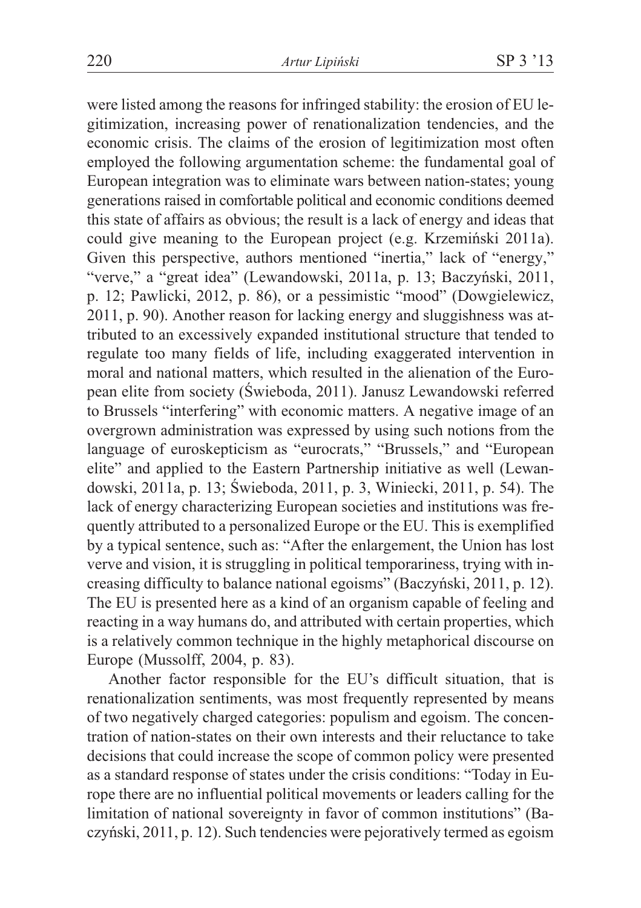were listed among the reasons for infringed stability: the erosion of EU legitimization, increasing power of renationalization tendencies, and the economic crisis. The claims of the erosion of legitimization most often employed the following argumentation scheme: the fundamental goal of European integration was to eliminate wars between nation-states; young generations raised in comfortable political and economic conditions deemed this state of affairs as obvious; the result is a lack of energy and ideas that could give meaning to the European project (e.g. Krzemiński 2011a). Given this perspective, authors mentioned "inertia," lack of "energy," "verve," a "great idea" (Lewandowski, 2011a, p. 13; Baczyński, 2011, p. 12; Pawlicki, 2012, p. 86), or a pessimistic "mood" (Dowgielewicz, 2011, p. 90). Another reason for lacking energy and sluggishness was attributed to an excessively expanded institutional structure that tended to regulate too many fields of life, including exaggerated intervention in moral and national matters, which resulted in the alienation of the European elite from society (Świeboda, 2011). Janusz Lewandowski referred to Brussels "interfering" with economic matters. A negative image of an overgrown administration was expressed by using such notions from the language of euroskepticism as "eurocrats," "Brussels," and "European elite" and applied to the Eastern Partnership initiative as well (Lewandowski, 2011a, p. 13; Świeboda, 2011, p. 3, Winiecki, 2011, p. 54). The lack of energy characterizing European societies and institutions was frequently attributed to a personalized Europe or the EU. This is exemplified by a typical sentence, such as: "After the enlargement, the Union has lost verve and vision, it is struggling in political temporariness, trying with increasing difficulty to balance national egoisms" (Baczyński, 2011, p. 12). The EU is presented here as a kind of an organism capable of feeling and reacting in a way humans do, and attributed with certain properties, which is a relatively common technique in the highly metaphorical discourse on Europe (Mussolff, 2004, p. 83).

Another factor responsible for the EU's difficult situation, that is renationalization sentiments, was most frequently represented by means of two negatively charged categories: populism and egoism. The concentration of nation-states on their own interests and their reluctance to take decisions that could increase the scope of common policy were presented as a standard response of states under the crisis conditions: "Today in Europe there are no influential political movements or leaders calling for the limitation of national sovereignty in favor of common institutions" (Baczyński, 2011, p. 12). Such tendencies were pejoratively termed as egoism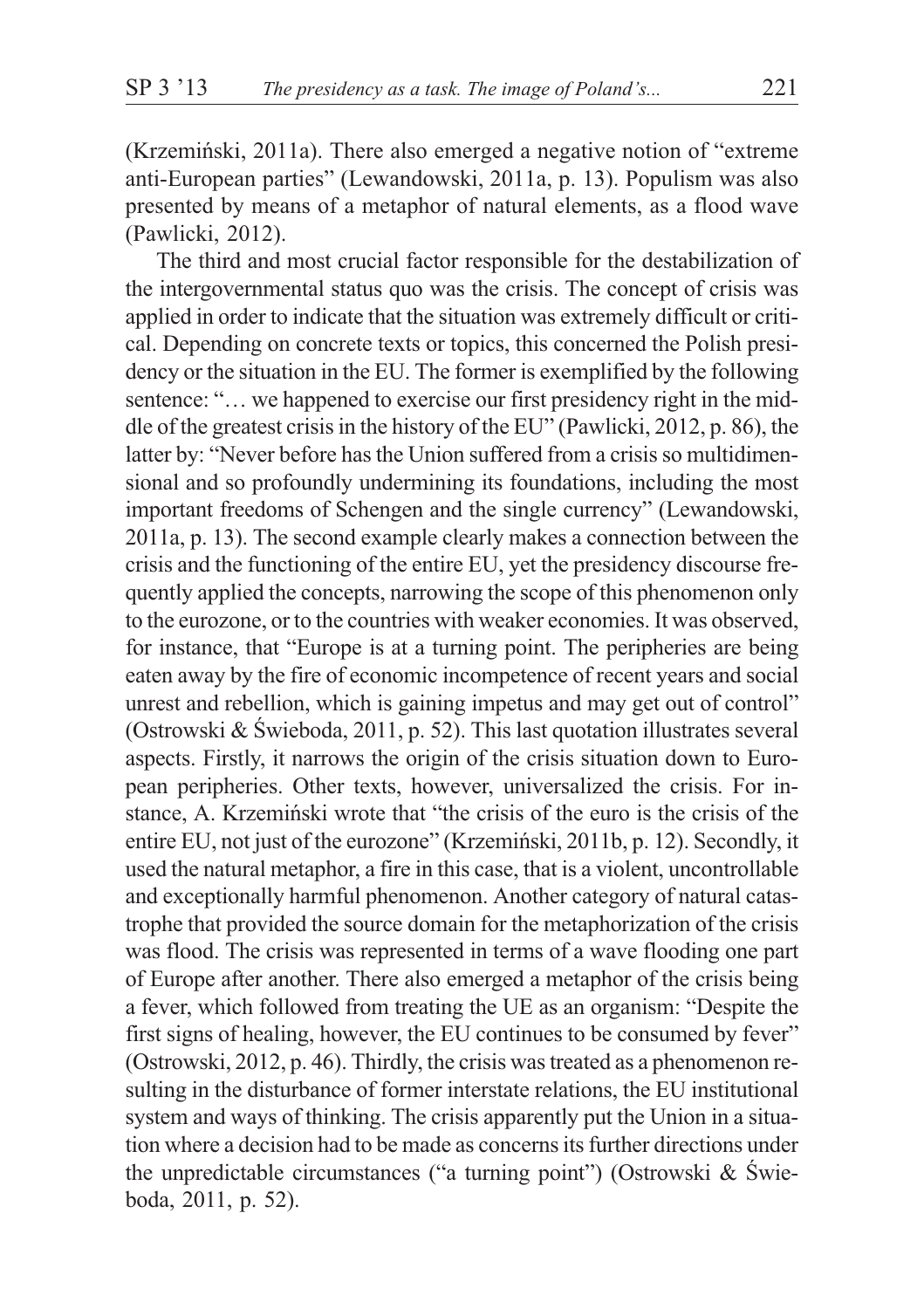(Krzemiński, 2011a). There also emerged a negative notion of "extreme anti-European parties" (Lewandowski, 2011a, p. 13). Populism was also presented by means of a metaphor of natural elements, as a flood wave (Pawlicki, 2012).

The third and most crucial factor responsible for the destabilization of the intergovernmental status quo was the crisis. The concept of crisis was applied in order to indicate that the situation was extremely difficult or critical. Depending on concrete texts or topics, this concerned the Polish presidency or the situation in the EU. The former is exemplified by the following sentence: "… we happened to exercise our first presidency right in the middle of the greatest crisis in the history of the EU" (Pawlicki, 2012, p. 86), the latter by: "Never before has the Union suffered from a crisis so multidimensional and so profoundly undermining its foundations, including the most important freedoms of Schengen and the single currency" (Lewandowski, 2011a, p. 13). The second example clearly makes a connection between the crisis and the functioning of the entire EU, yet the presidency discourse frequently applied the concepts, narrowing the scope of this phenomenon only to the eurozone, or to the countries with weaker economies. It was observed, for instance, that "Europe is at a turning point. The peripheries are being eaten away by the fire of economic incompetence of recent years and social unrest and rebellion, which is gaining impetus and may get out of control" (Ostrowski & Świeboda, 2011, p. 52). This last quotation illustrates several aspects. Firstly, it narrows the origin of the crisis situation down to European peripheries. Other texts, however, universalized the crisis. For instance, A. Krzemiński wrote that "the crisis of the euro is the crisis of the entire EU, not just of the eurozone" (Krzemiński, 2011b, p. 12). Secondly, it used the natural metaphor, a fire in this case, that is a violent, uncontrollable and exceptionally harmful phenomenon. Another category of natural catastrophe that provided the source domain for the metaphorization of the crisis was flood. The crisis was represented in terms of a wave flooding one part of Europe after another. There also emerged a metaphor of the crisis being a fever, which followed from treating the UE as an organism: "Despite the first signs of healing, however, the EU continues to be consumed by fever" (Ostrowski, 2012, p. 46). Thirdly, the crisis was treated as a phenomenon resulting in the disturbance of former interstate relations, the EU institutional system and ways of thinking. The crisis apparently put the Union in a situation where a decision had to be made as concerns its further directions under the unpredictable circumstances ("a turning point") (Ostrowski & Świeboda, 2011, p. 52).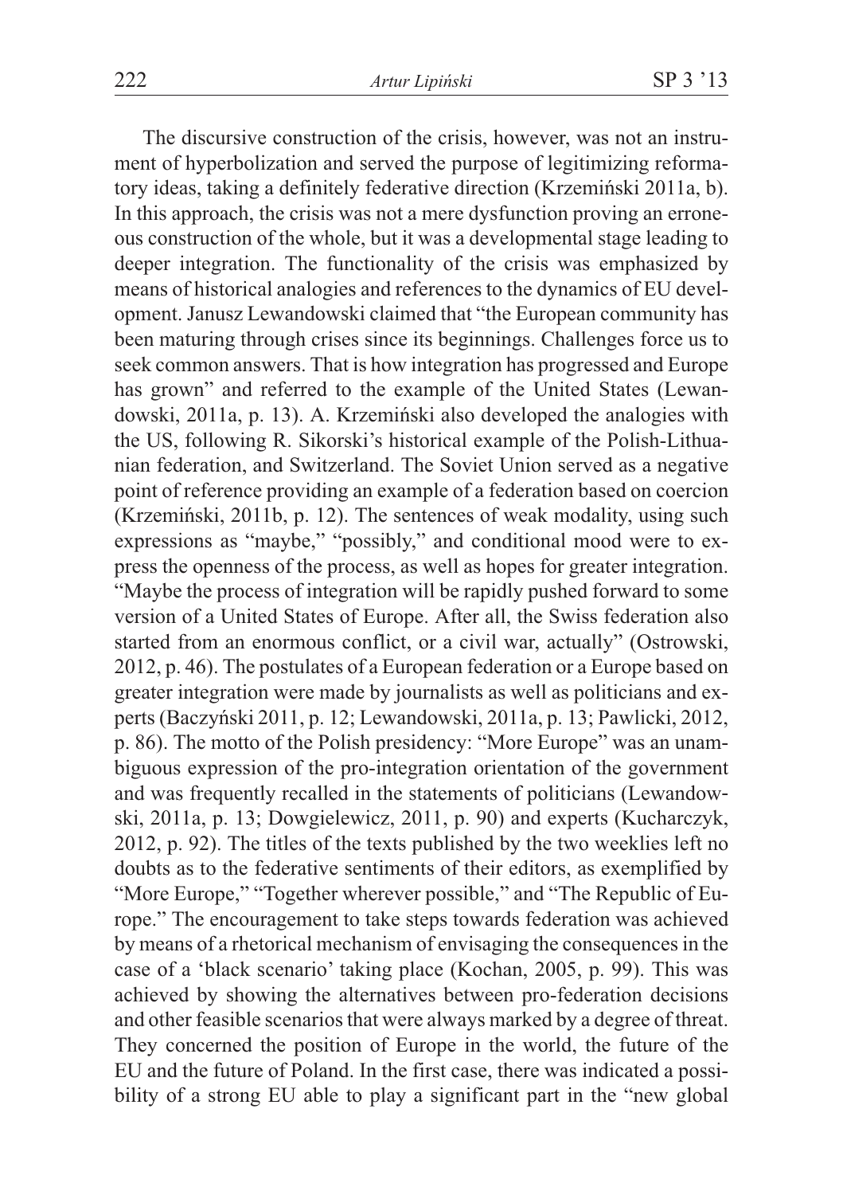The discursive construction of the crisis, however, was not an instrument of hyperbolization and served the purpose of legitimizing reformatory ideas, taking a definitely federative direction (Krzemiński 2011a, b). In this approach, the crisis was not a mere dysfunction proving an erroneous construction of the whole, but it was a developmental stage leading to deeper integration. The functionality of the crisis was emphasized by means of historical analogies and references to the dynamics of EU development. Janusz Lewandowski claimed that "the European community has been maturing through crises since its beginnings. Challenges force us to seek common answers. That is how integration has progressed and Europe has grown" and referred to the example of the United States (Lewandowski, 2011a, p. 13). A. Krzemiński also developed the analogies with the US, following R. Sikorski's historical example of the Polish-Lithuanian federation, and Switzerland. The Soviet Union served as a negative point of reference providing an example of a federation based on coercion (Krzemiński, 2011b, p. 12). The sentences of weak modality, using such expressions as "maybe," "possibly," and conditional mood were to express the openness of the process, as well as hopes for greater integration. "Maybe the process of integration will be rapidly pushed forward to some version of a United States of Europe. After all, the Swiss federation also started from an enormous conflict, or a civil war, actually" (Ostrowski, 2012, p. 46). The postulates of a European federation or a Europe based on greater integration were made by journalists as well as politicians and experts (Baczyński 2011, p. 12; Lewandowski, 2011a, p. 13; Pawlicki, 2012, p. 86). The motto of the Polish presidency: "More Europe" was an unambiguous expression of the pro-integration orientation of the government and was frequently recalled in the statements of politicians (Lewandowski, 2011a, p. 13; Dowgielewicz, 2011, p. 90) and experts (Kucharczyk, 2012, p. 92). The titles of the texts published by the two weeklies left no doubts as to the federative sentiments of their editors, as exemplified by "More Europe," "Together wherever possible," and "The Republic of Europe." The encouragement to take steps towards federation was achieved by means of a rhetorical mechanism of envisaging the consequences in the case of a 'black scenario' taking place (Kochan, 2005, p. 99). This was achieved by showing the alternatives between pro-federation decisions and other feasible scenarios that were always marked by a degree of threat. They concerned the position of Europe in the world, the future of the EU and the future of Poland. In the first case, there was indicated a possibility of a strong EU able to play a significant part in the "new global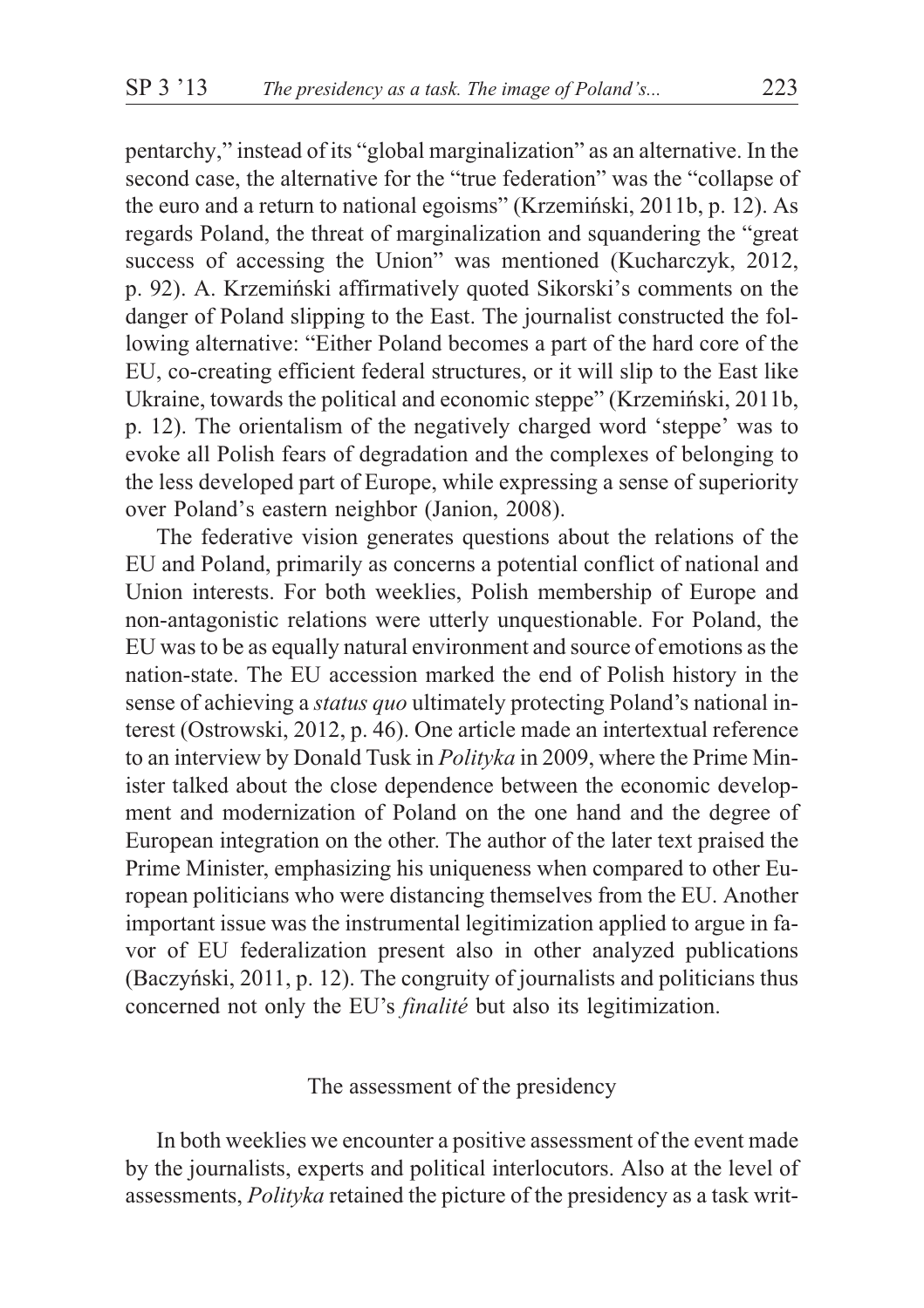pentarchy," instead of its "global marginalization" as an alternative. In the second case, the alternative for the "true federation" was the "collapse of the euro and a return to national egoisms" (Krzemiński, 2011b, p. 12). As regards Poland, the threat of marginalization and squandering the "great success of accessing the Union" was mentioned (Kucharczyk, 2012, p. 92). A. Krzemiński affirmatively quoted Sikorski's comments on the danger of Poland slipping to the East. The journalist constructed the following alternative: "Either Poland becomes a part of the hard core of the EU, co-creating efficient federal structures, or it will slip to the East like Ukraine, towards the political and economic steppe" (Krzemiński, 2011b, p. 12). The orientalism of the negatively charged word 'steppe' was to evoke all Polish fears of degradation and the complexes of belonging to the less developed part of Europe, while expressing a sense of superiority over Poland's eastern neighbor (Janion, 2008).

The federative vision generates questions about the relations of the EU and Poland, primarily as concerns a potential conflict of national and Union interests. For both weeklies, Polish membership of Europe and non-antagonistic relations were utterly unquestionable. For Poland, the EU was to be as equally natural environment and source of emotions as the nation-state. The EU accession marked the end of Polish history in the sense of achieving a *status quo* ultimately protecting Poland's national interest (Ostrowski, 2012, p. 46). One article made an intertextual reference to an interview by Donald Tusk in *Polityka* in 2009, where the Prime Minister talked about the close dependence between the economic development and modernization of Poland on the one hand and the degree of European integration on the other. The author of the later text praised the Prime Minister, emphasizing his uniqueness when compared to other European politicians who were distancing themselves from the EU. Another important issue was the instrumental legitimization applied to argue in favor of EU federalization present also in other analyzed publications (Baczyński, 2011, p. 12). The congruity of journalists and politicians thus concerned not only the EU's *finalité* but also its legitimization.

## The assessment of the presidency

In both weeklies we encounter a positive assessment of the event made by the journalists, experts and political interlocutors. Also at the level of assessments, *Polityka* retained the picture of the presidency as a task writ-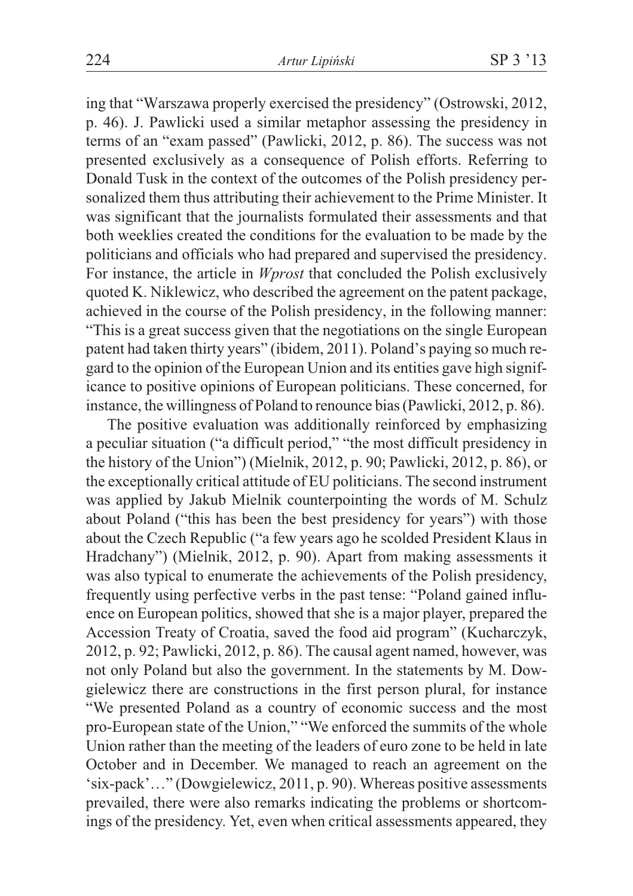ing that "Warszawa properly exercised the presidency" (Ostrowski, 2012, p. 46). J. Pawlicki used a similar metaphor assessing the presidency in terms of an "exam passed" (Pawlicki, 2012, p. 86). The success was not presented exclusively as a consequence of Polish efforts. Referring to Donald Tusk in the context of the outcomes of the Polish presidency personalized them thus attributing their achievement to the Prime Minister. It was significant that the journalists formulated their assessments and that both weeklies created the conditions for the evaluation to be made by the politicians and officials who had prepared and supervised the presidency. For instance, the article in *Wprost* that concluded the Polish exclusively quoted K. Niklewicz, who described the agreement on the patent package, achieved in the course of the Polish presidency, in the following manner: "This is a great success given that the negotiations on the single European patent had taken thirty years" (ibidem, 2011). Poland's paying so much regard to the opinion of the European Union and its entities gave high significance to positive opinions of European politicians. These concerned, for instance, the willingness of Poland to renounce bias (Pawlicki, 2012, p. 86).

The positive evaluation was additionally reinforced by emphasizing a peculiar situation ("a difficult period," "the most difficult presidency in the history of the Union") (Mielnik, 2012, p. 90; Pawlicki, 2012, p. 86), or the exceptionally critical attitude of EU politicians. The second instrument was applied by Jakub Mielnik counterpointing the words of M. Schulz about Poland ("this has been the best presidency for years") with those about the Czech Republic ("a few years ago he scolded President Klaus in Hradchany") (Mielnik, 2012, p. 90). Apart from making assessments it was also typical to enumerate the achievements of the Polish presidency, frequently using perfective verbs in the past tense: "Poland gained influence on European politics, showed that she is a major player, prepared the Accession Treaty of Croatia, saved the food aid program" (Kucharczyk, 2012, p. 92; Pawlicki, 2012, p. 86). The causal agent named, however, was not only Poland but also the government. In the statements by M. Dowgielewicz there are constructions in the first person plural, for instance "We presented Poland as a country of economic success and the most pro-European state of the Union," "We enforced the summits of the whole Union rather than the meeting of the leaders of euro zone to be held in late October and in December. We managed to reach an agreement on the 'six-pack'…" (Dowgielewicz, 2011, p. 90). Whereas positive assessments prevailed, there were also remarks indicating the problems or shortcomings of the presidency. Yet, even when critical assessments appeared, they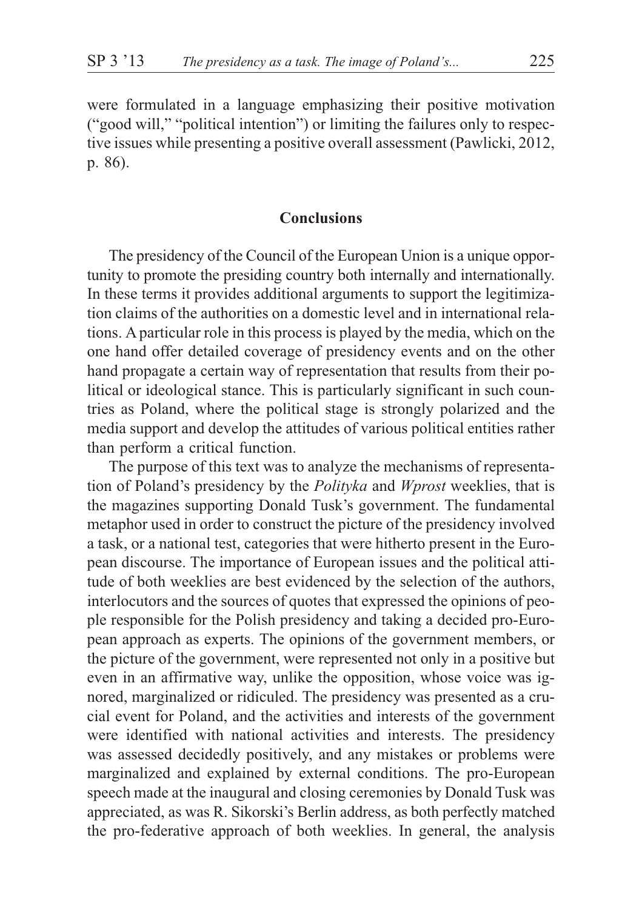were formulated in a language emphasizing their positive motivation ("good will," "political intention") or limiting the failures only to respective issues while presenting a positive overall assessment (Pawlicki, 2012, p. 86).

## Conclusions

The presidency of the Council of the European Union is a unique opportunity to promote the presiding country both internally and internationally. In these terms it provides additional arguments to support the legitimization claims of the authorities on a domestic level and in international relations. A particular role in this process is played by the media, which on the one hand offer detailed coverage of presidency events and on the other hand propagate a certain way of representation that results from their political or ideological stance. This is particularly significant in such countries as Poland, where the political stage is strongly polarized and the media support and develop the attitudes of various political entities rather than perform a critical function.

The purpose of this text was to analyze the mechanisms of representation of Poland's presidency by the *Polityka* and *Wprost* weeklies, that is the magazines supporting Donald Tusk's government. The fundamental metaphor used in order to construct the picture of the presidency involved a task, or a national test, categories that were hitherto present in the European discourse. The importance of European issues and the political attitude of both weeklies are best evidenced by the selection of the authors, interlocutors and the sources of quotes that expressed the opinions of people responsible for the Polish presidency and taking a decided pro-European approach as experts. The opinions of the government members, or the picture of the government, were represented not only in a positive but even in an affirmative way, unlike the opposition, whose voice was ignored, marginalized or ridiculed. The presidency was presented as a crucial event for Poland, and the activities and interests of the government were identified with national activities and interests. The presidency was assessed decidedly positively, and any mistakes or problems were marginalized and explained by external conditions. The pro-European speech made at the inaugural and closing ceremonies by Donald Tusk was appreciated, as was R. Sikorski's Berlin address, as both perfectly matched the pro-federative approach of both weeklies. In general, the analysis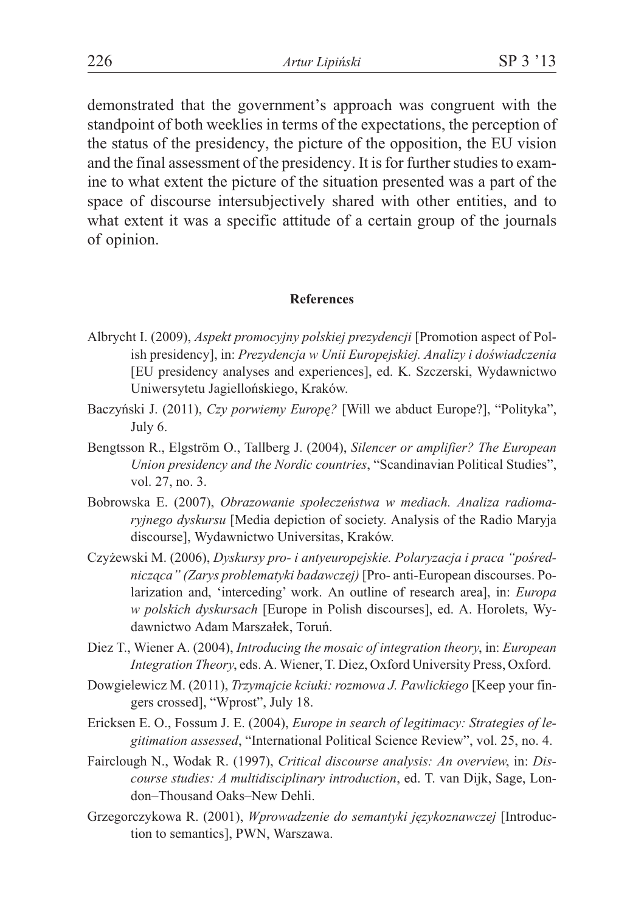demonstrated that the government's approach was congruent with the standpoint of both weeklies in terms of the expectations, the perception of the status of the presidency, the picture of the opposition, the EU vision and the final assessment of the presidency. It is for further studies to examine to what extent the picture of the situation presented was a part of the space of discourse intersubjectively shared with other entities, and to what extent it was a specific attitude of a certain group of the journals of opinion.

## References

Albrycht I. (2009), *Aspekt promocyjny polskiej prezydencji* [Promotion aspect of Polish presidency], in: *Prezydencja w Unii Europejskiej. Analizy i doświadczenia* [EU presidency analyses and experiences], ed. K. Szczerski, Wydawnictwo Uniwersytetu Jagiellońskiego, Kraków.

Baczyński J. (2011), *Czy porwiemy Europę?* [Will we abduct Europe?], "Polityka", July 6.

Bengtsson R., Elgström O., Tallberg J. (2004), *Silencer or amplifier? The European Union presidency and the Nordic countries*, "Scandinavian Political Studies", vol. 27, no. 3.

Bobrowska E. (2007), *Obrazowanie społeczeństwa w mediach. Analiza radiomaryjnego dyskursu* [Media depiction of society. Analysis of the Radio Maryja discourse], Wydawnictwo Universitas, Kraków.

Czyżewski M. (2006), *Dyskursy pro- i antyeuropejskie. Polaryzacja i praca "pośrednicząca" (Zarys problematyki badawczej)* [Pro- anti-European discourses. Polarization and, 'interceding' work. An outline of research area], in: *Europa w polskich dyskursach* [Europe in Polish discourses], ed. A. Horolets, Wydawnictwo Adam Marszałek, Toruń.

Diez T., Wiener A. (2004), *Introducing the mosaic of integration theory*, in: *European Integration Theory*, eds. A. Wiener, T. Diez, Oxford University Press, Oxford.

Dowgielewicz M. (2011), *Trzymajcie kciuki: rozmowa J. Pawlickiego* [Keep your fingers crossed], "Wprost", July 18.

Ericksen E. O., Fossum J. E. (2004), *Europe in search of legitimacy: Strategies of legitimation assessed*, "International Political Science Review", vol. 25, no. 4.

Fairclough N., Wodak R. (1997), *Critical discourse analysis: An overview*, in: *Discourse studies: A multidisciplinary introduction*, ed. T. van Dijk, Sage, London–Thousand Oaks–New Dehli.

Grzegorczykowa R. (2001), *Wprowadzenie do semantyki językoznawczej* [Introduction to semantics], PWN, Warszawa.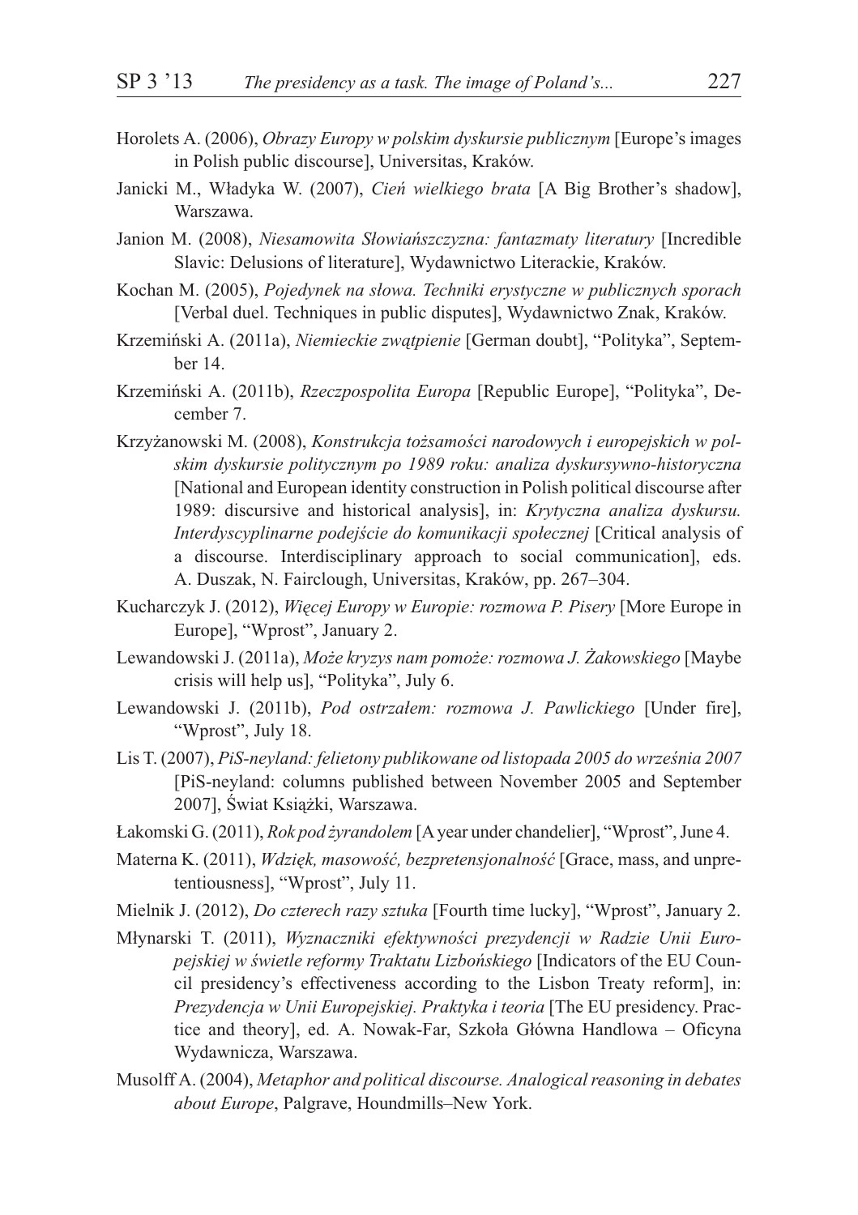Horolets A. (2006), *Obrazy Europy w polskim dyskursie publicznym* [Europe's images in Polish public discourse], Universitas, Kraków.

Janicki M., Władyka W. (2007), *Cień wielkiego brata* [A Big Brother's shadow], Warszawa.

Janion M. (2008), *Niesamowita Słowiańszczyzna: fantazmaty literatury* [Incredible Slavic: Delusions of literature], Wydawnictwo Literackie, Kraków.

Kochan M. (2005), *Pojedynek na słowa. Techniki erystyczne w publicznych sporach* [Verbal duel. Techniques in public disputes], Wydawnictwo Znak, Kraków.

Krzemiński A. (2011a), *Niemieckie zwątpienie* [German doubt], "Polityka", September 14.

Krzemiński A. (2011b), *Rzeczpospolita Europa* [Republic Europe], "Polityka", December 7.

Krzyżanowski M. (2008), *Konstrukcja tożsamości narodowych i europejskich w polskim dyskursie politycznym po 1989 roku: analiza dyskursywno-historyczna* [National and European identity construction in Polish political discourse after 1989: discursive and historical analysis], in: *Krytyczna analiza dyskursu. Interdyscyplinarne podejście do komunikacji społecznej* [Critical analysis of a discourse. Interdisciplinary approach to social communication], eds. A. Duszak, N. Fairclough, Universitas, Kraków, pp. 267–304.

Kucharczyk J. (2012), *Więcej Europy w Europie: rozmowa P. Pisery* [More Europe in Europe], "Wprost", January 2.

Lewandowski J. (2011a), *Może kryzys nam pomoże: rozmowa J. Żakowskiego* [Maybe crisis will help us], "Polityka", July 6.

Lewandowski J. (2011b), *Pod ostrzałem: rozmowa J. Pawlickiego* [Under fire], "Wprost", July 18.

Lis T. (2007), *PiS-neyland: felietony publikowane od listopada 2005 do września 2007* [PiS-neyland: columns published between November 2005 and September 2007], Świat Książki, Warszawa.

Łakomski G. (2011), *Rok pod żyrandolem* [A year under chandelier], "Wprost", June 4.

Materna K. (2011), *Wdzięk, masowość, bezpretensjonalność* [Grace, mass, and unpretentiousness], "Wprost", July 11.

Mielnik J. (2012), *Do czterech razy sztuka* [Fourth time lucky], "Wprost", January 2.

Młynarski T. (2011), *Wyznaczniki efektywności prezydencji w Radzie Unii Europejskiej w świetle reformy Traktatu Lizbońskiego* [Indicators of the EU Council presidency's effectiveness according to the Lisbon Treaty reform], in: *Prezydencja w Unii Europejskiej. Praktyka i teoria* [The EU presidency. Practice and theory], ed. A. Nowak-Far, Szkoła Główna Handlowa – Oficyna Wydawnicza, Warszawa.

Musolff A. (2004), *Metaphor and political discourse. Analogical reasoning in debates about Europe*, Palgrave, Houndmills–New York.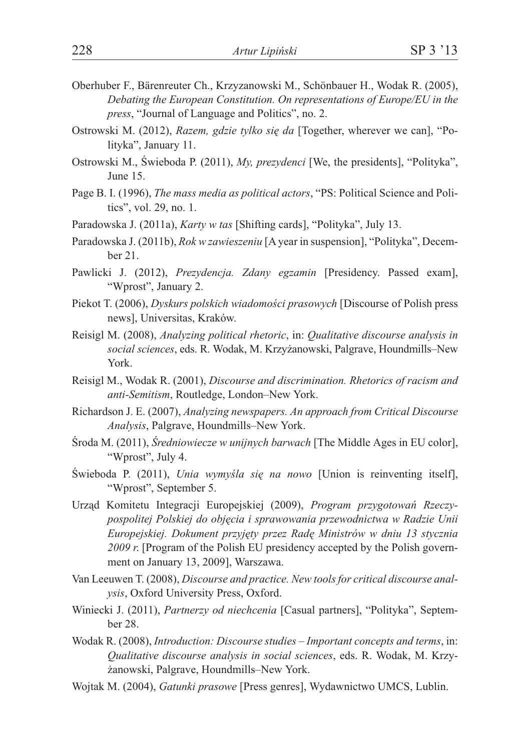Oberhuber F., Bärenreuter Ch., Krzyzanowski M., Schönbauer H., Wodak R. (2005), *Debating the European Constitution. On representations of Europe/EU in the press*, "Journal of Language and Politics", no. 2.

Ostrowski M. (2012), *Razem, gdzie tylko się da* [Together, wherever we can], "Polityka", January 11.

Ostrowski M., Świeboda P. (2011), *My, prezydenci* [We, the presidents], "Polityka", June 15.

Page B. I. (1996), *The mass media as political actors*, "PS: Political Science and Politics", vol. 29, no. 1.

Paradowska J. (2011a), *Karty w tas* [Shifting cards], "Polityka", July 13.

Paradowska J. (2011b), *Rok w zawieszeniu* [A year in suspension], "Polityka", December 21.

Pawlicki J. (2012), *Prezydencja. Zdany egzamin* [Presidency. Passed exam], "Wprost", January 2.

Piekot T. (2006), *Dyskurs polskich wiadomości prasowych* [Discourse of Polish press news], Universitas, Kraków.

Reisigl M. (2008), *Analyzing political rhetoric*, in: *Qualitative discourse analysis in social sciences*, eds. R. Wodak, M. Krzyżanowski, Palgrave, Houndmills–New York.

Reisigl M., Wodak R. (2001), *Discourse and discrimination. Rhetorics of racism and anti-Semitism*, Routledge, London–New York.

Richardson J. E. (2007), *Analyzing newspapers. An approach from Critical Discourse Analysis*, Palgrave, Houndmills–New York.

Środa M. (2011), *Średniowiecze w unijnych barwach* [The Middle Ages in EU color], "Wprost", July 4.

Świeboda P. (2011), *Unia wymyśla się na nowo* [Union is reinventing itself], "Wprost", September 5.

Urząd Komitetu Integracji Europejskiej (2009), *Program przygotowań Rzeczypospolitej Polskiej do objęcia i sprawowania przewodnictwa w Radzie Unii Europejskiej. Dokument przyjęty przez Radę Ministrów w dniu 13 stycznia 2009 r.* [Program of the Polish EU presidency accepted by the Polish government on January 13, 2009], Warszawa.

Van Leeuwen T. (2008), *Discourse and practice. New tools for critical discourse analysis*, Oxford University Press, Oxford.

Winiecki J. (2011), *Partnerzy od niechcenia* [Casual partners], "Polityka", September 28.

Wodak R. (2008), *Introduction: Discourse studies – Important concepts and terms*, in: *Qualitative discourse analysis in social sciences*, eds. R. Wodak, M. Krzyżanowski, Palgrave, Houndmills–New York.

Wojtak M. (2004), *Gatunki prasowe* [Press genres], Wydawnictwo UMCS, Lublin.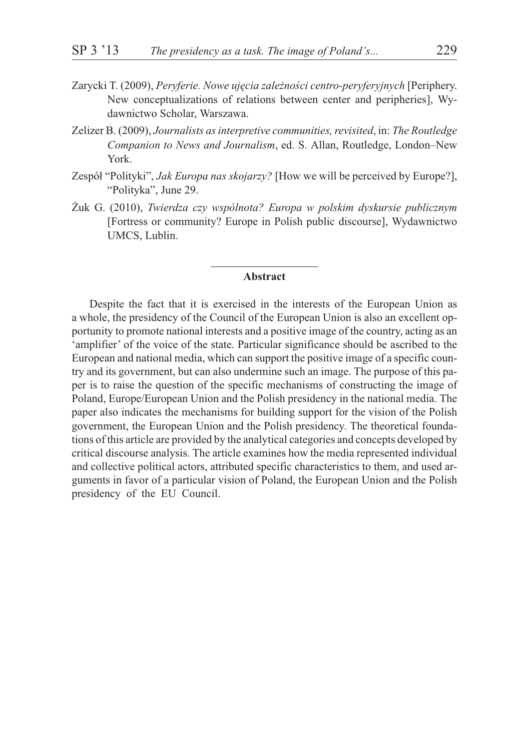Zarycki T. (2009), *Peryferie. Nowe ujęcia zależności centro-peryferyjnych* [Periphery. New conceptualizations of relations between center and peripheries], Wydawnictwo Scholar, Warszawa.

Zelizer B. (2009), *Journalists as interpretive communities, revisited*, in: *The Routledge Companion to News and Journalism*, ed. S. Allan, Routledge, London–New York.

Zespół "Polityki", *Jak Europa nas skojarzy?* [How we will be perceived by Europe?], "Polityka", June 29.

Żuk G. (2010), *Twierdza czy wspólnota? Europa w polskim dyskursie publicznym* [Fortress or community? Europe in Polish public discourse], Wydawnictwo UMCS, Lublin.

## Abstract

Despite the fact that it is exercised in the interests of the European Union as a whole, the presidency of the Council of the European Union is also an excellent opportunity to promote national interests and a positive image of the country, acting as an 'amplifier' of the voice of the state. Particular significance should be ascribed to the European and national media, which can support the positive image of a specific country and its government, but can also undermine such an image. The purpose of this paper is to raise the question of the specific mechanisms of constructing the image of Poland, Europe/European Union and the Polish presidency in the national media. The paper also indicates the mechanisms for building support for the vision of the Polish government, the European Union and the Polish presidency. The theoretical foundations of this article are provided by the analytical categories and concepts developed by critical discourse analysis. The article examines how the media represented individual and collective political actors, attributed specific characteristics to them, and used arguments in favor of a particular vision of Poland, the European Union and the Polish presidency of the EU Council.